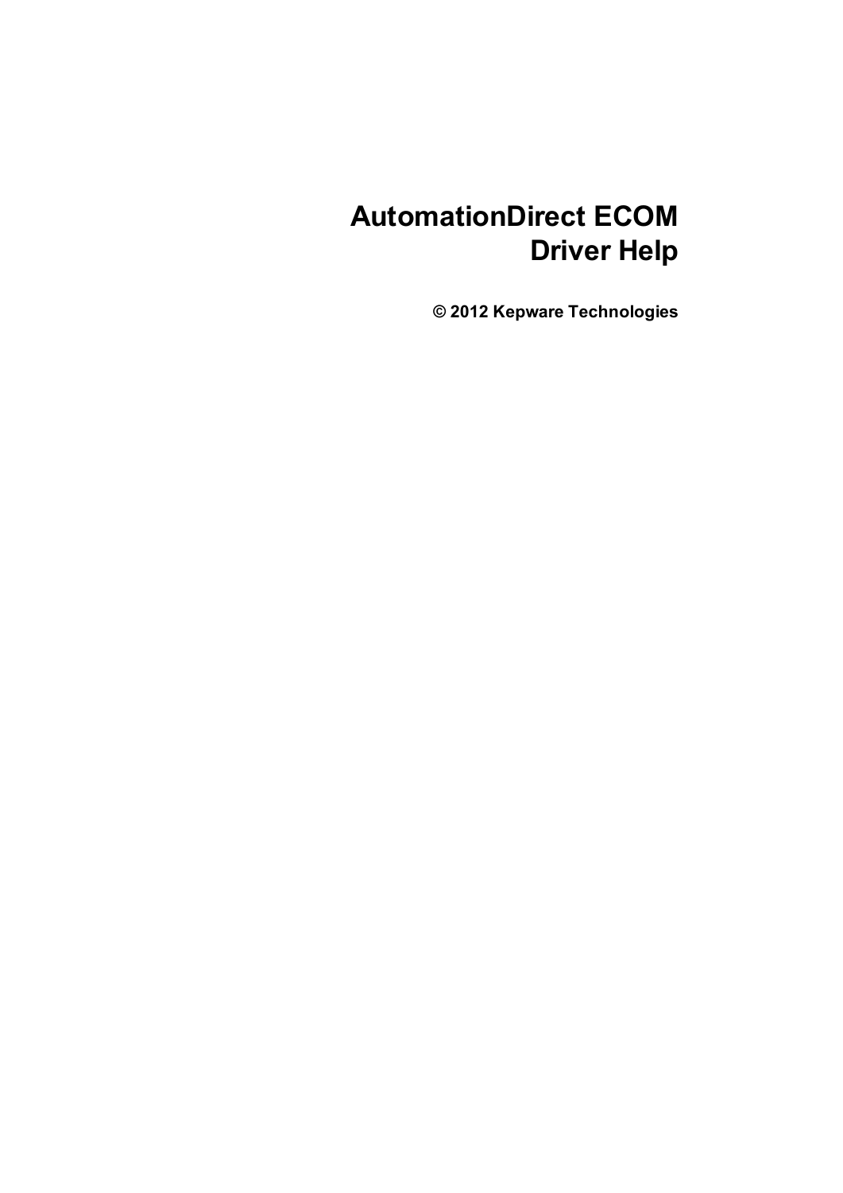# AutomationDirect ECOM Driver Help

**© 2012 Kepware Technologies**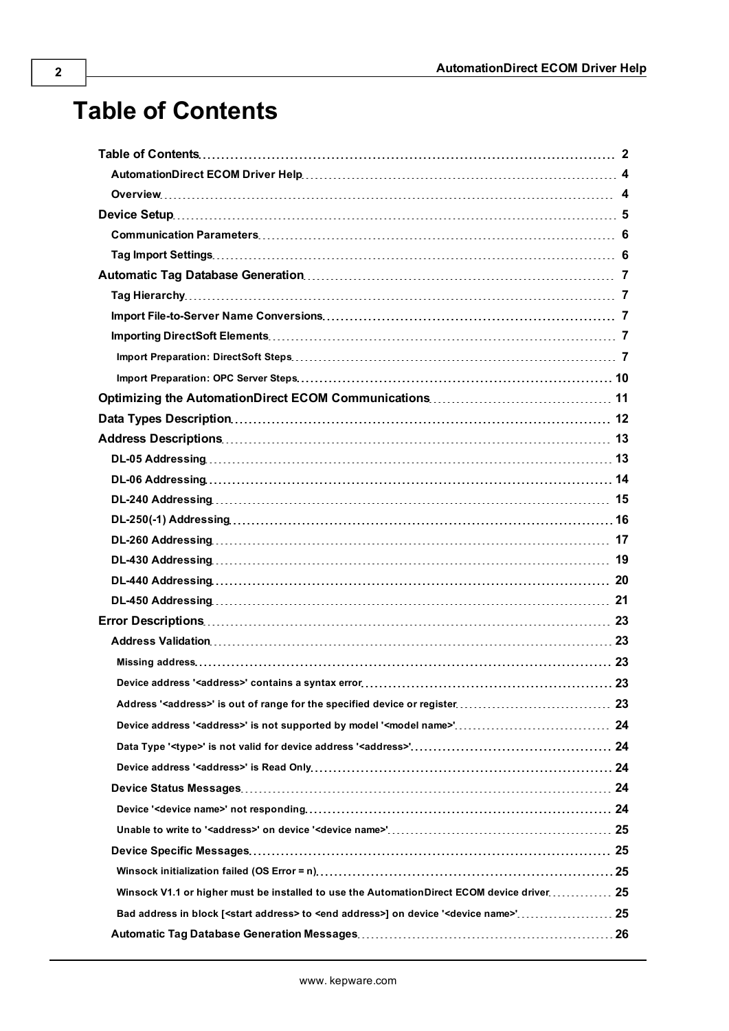# Table of Contents

- **Table of Contents** .... 2
  - **AutomationDirect ECOM Driver Help** .... 4
  - **Overview** .... 4
- **Device Setup** .... 5
  - **Communication Parameters** .... 6
  - **Tag Import Settings** .... 6
- **Automatic Tag Database Generation** .... 7
  - **Tag Hierarchy** .... 7
  - **Import File-to-Server Name Conversions** .... 7
  - **Importing DirectSoft Elements** .... 7
    - **Import Preparation: DirectSoft Steps** .... 7
    - **Import Preparation: OPC Server Steps** .... 10
- **Optimizing the AutomationDirect ECOM Communications** .... 11
- **Data Types Description** .... 12
- **Address Descriptions** .... 13
  - **DL-05 Addressing** .... 13
  - **DL-06 Addressing** .... 14
  - **DL-240 Addressing** .... 15
  - **DL-250(-1) Addressing** .... 16
  - **DL-260 Addressing** .... 17
  - **DL-430 Addressing** .... 19
  - **DL-440 Addressing** .... 20
  - **DL-450 Addressing** .... 21
- **Error Descriptions** .... 23
  - **Address Validation** .... 23
    - **Missing address** .... 23
    - **Device address '<address>' contains a syntax error** .... 23
    - **Address '<address>' is out of range for the specified device or register** .... 23
    - **Device address '<address>' is not supported by model '<model name>'** .... 24
    - **Data Type '<type>' is not valid for device address '<address>'** .... 24
    - **Device address '<address>' is Read Only** .... 24
  - **Device Status Messages** .... 24
    - **Device '<device name>' not responding** .... 24
    - **Unable to write to '<address>' on device '<device name>'** .... 25
  - **Device Specific Messages** .... 25
    - **Winsock initialization failed (OS Error = n)** .... 25
    - **Winsock V1.1 or higher must be installed to use the AutomationDirect ECOM device driver** .... 25
    - **Bad address in block [<start address> to <end address>] on device '<device name>'** .... 25
  - **Automatic Tag Database Generation Messages** .... 26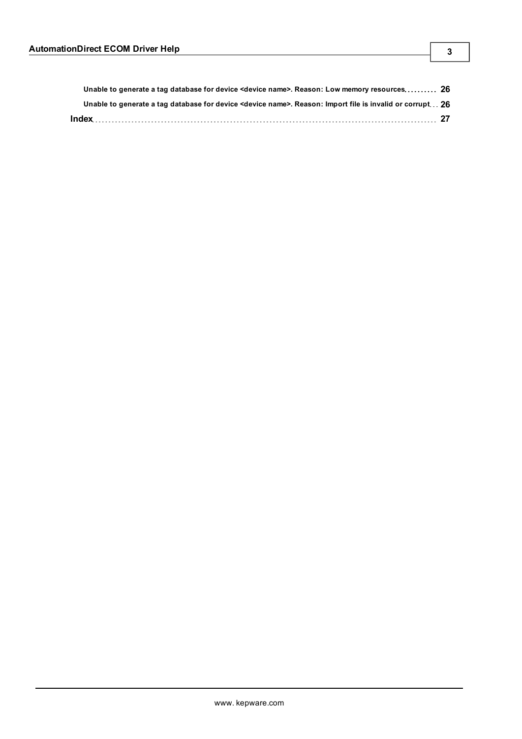Unable to generate a tag database for device <device name>. Reason: Low memory resources .......... 26

Unable to generate a tag database for device <device name>. Reason: Import file is invalid or corrupt ... 26

**Index** .......................................................................................................... 27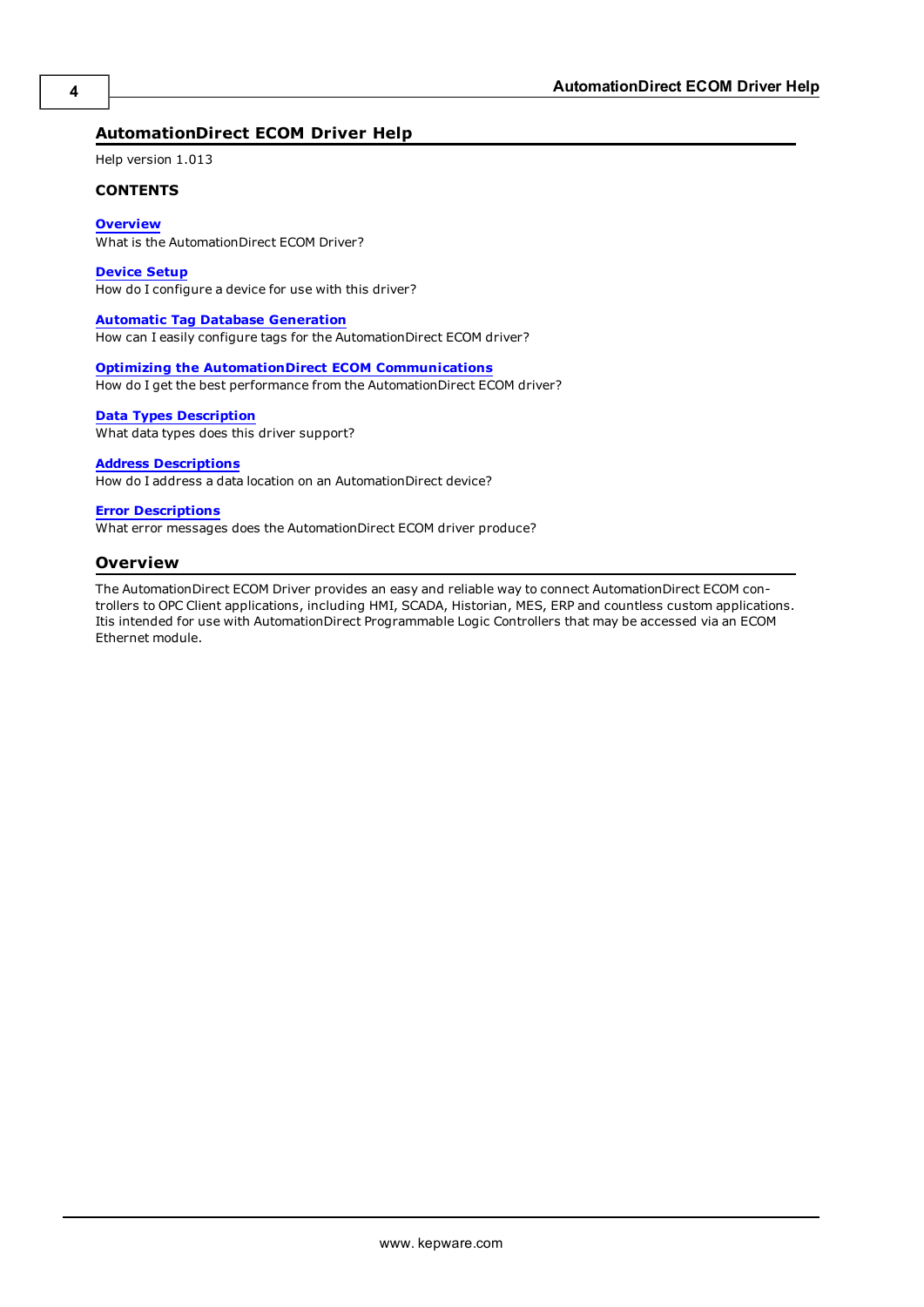# AutomationDirect ECOM Driver Help

Help version 1.013

**CONTENTS**

**Overview**
What is the AutomationDirect ECOM Driver?

**Device Setup**
How do I configure a device for use with this driver?

**Automatic Tag Database Generation**
How can I easily configure tags for the AutomationDirect ECOM driver?

**Optimizing the AutomationDirect ECOM Communications**
How do I get the best performance from the AutomationDirect ECOM driver?

**Data Types Description**
What data types does this driver support?

**Address Descriptions**
How do I address a data location on an AutomationDirect device?

**Error Descriptions**
What error messages does the AutomationDirect ECOM driver produce?

## Overview

The AutomationDirect ECOM Driver provides an easy and reliable way to connect AutomationDirect ECOM controllers to OPC Client applications, including HMI, SCADA, Historian, MES, ERP and countless custom applications. Itis intended for use with AutomationDirect Programmable Logic Controllers that may be accessed via an ECOM Ethernet module.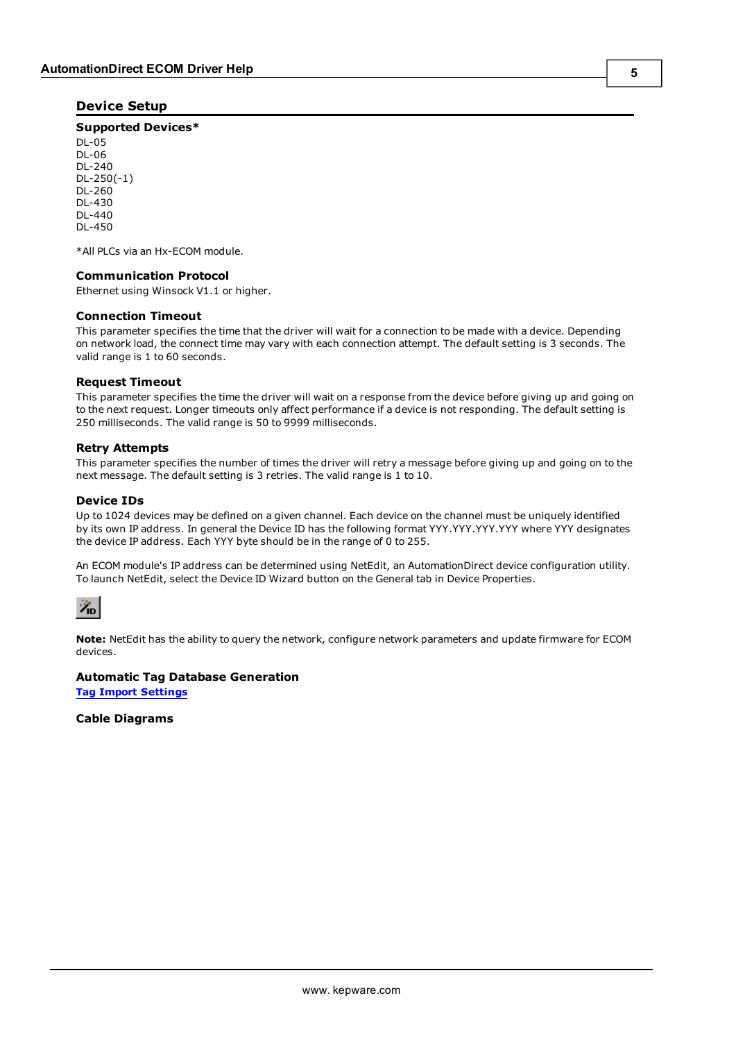## Device Setup

### Supported Devices*

DL-05
DL-06
DL-240
DL-250(-1)
DL-260
DL-430
DL-440
DL-450

*All PLCs via an Hx-ECOM module.

### Communication Protocol

Ethernet using Winsock V1.1 or higher.

### Connection Timeout

This parameter specifies the time that the driver will wait for a connection to be made with a device. Depending on network load, the connect time may vary with each connection attempt. The default setting is 3 seconds. The valid range is 1 to 60 seconds.

### Request Timeout

This parameter specifies the time the driver will wait on a response from the device before giving up and going on to the next request. Longer timeouts only affect performance if a device is not responding. The default setting is 250 milliseconds. The valid range is 50 to 9999 milliseconds.

### Retry Attempts

This parameter specifies the number of times the driver will retry a message before giving up and going on to the next message. The default setting is 3 retries. The valid range is 1 to 10.

### Device IDs

Up to 1024 devices may be defined on a given channel. Each device on the channel must be uniquely identified by its own IP address. In general the Device ID has the following format YYY.YYY.YYY.YYY where YYY designates the device IP address. Each YYY byte should be in the range of 0 to 255.

An ECOM module's IP address can be determined using NetEdit, an AutomationDirect device configuration utility. To launch NetEdit, select the Device ID Wizard button on the General tab in Device Properties.

**Note:** NetEdit has the ability to query the network, configure network parameters and update firmware for ECOM devices.

### Automatic Tag Database Generation

**Tag Import Settings**

### Cable Diagrams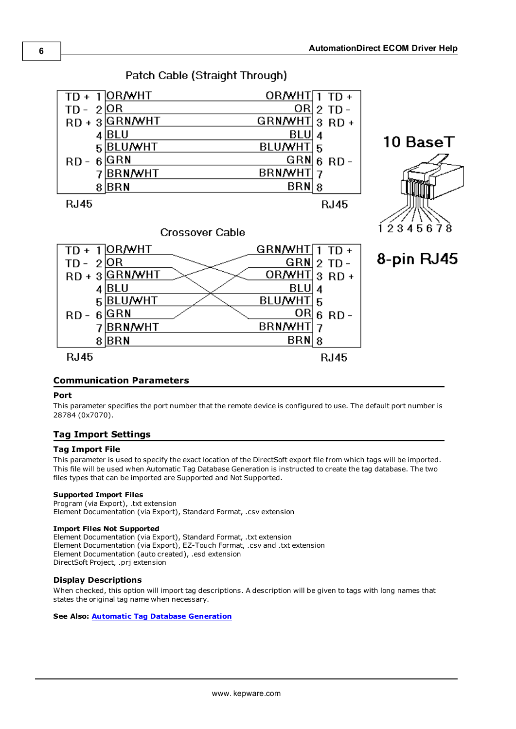Patch Cable (Straight Through)

| | Pin | Color | Color | Pin | |
|---|---|---|---|---|---|
| TD + | 1 | OR/WHT | OR/WHT | 1 | TD + |
| TD - | 2 | OR | OR | 2 | TD - |
| RD + | 3 | GRN/WHT | GRN/WHT | 3 | RD + |
| | 4 | BLU | BLU | 4 | |
| | 5 | BLU/WHT | BLU/WHT | 5 | |
| RD - | 6 | GRN | GRN | 6 | RD - |
| | 7 | BRN/WHT | BRN/WHT | 7 | |
| | 8 | BRN | BRN | 8 | |

RJ45 RJ45

10 BaseT

1 2 3 4 5 6 7 8

8-pin RJ45

Crossover Cable

| | Pin | Color | Color | Pin | |
|---|---|---|---|---|---|
| TD + | 1 | OR/WHT | GRN/WHT | 1 | TD + |
| TD - | 2 | OR | GRN | 2 | TD - |
| RD + | 3 | GRN/WHT | OR/WHT | 3 | RD + |
| | 4 | BLU | BLU | 4 | |
| | 5 | BLU/WHT | BLU/WHT | 5 | |
| RD - | 6 | GRN | OR | 6 | RD - |
| | 7 | BRN/WHT | BRN/WHT | 7 | |
| | 8 | BRN | BRN | 8 | |

RJ45 RJ45

## Communication Parameters

### Port

This parameter specifies the port number that the remote device is configured to use. The default port number is 28784 (0x7070).

## Tag Import Settings

### Tag Import File

This parameter is used to specify the exact location of the DirectSoft export file from which tags will be imported. This file will be used when Automatic Tag Database Generation is instructed to create the tag database. The two files types that can be imported are Supported and Not Supported.

**Supported Import Files**
Program (via Export), .txt extension
Element Documentation (via Export), Standard Format, .csv extension

**Import Files Not Supported**
Element Documentation (via Export), Standard Format, .txt extension
Element Documentation (via Export), EZ-Touch Format, .csv and .txt extension
Element Documentation (auto created), .esd extension
DirectSoft Project, .prj extension

### Display Descriptions

When checked, this option will import tag descriptions. A description will be given to tags with long names that states the original tag name when necessary.

**See Also:** Automatic Tag Database Generation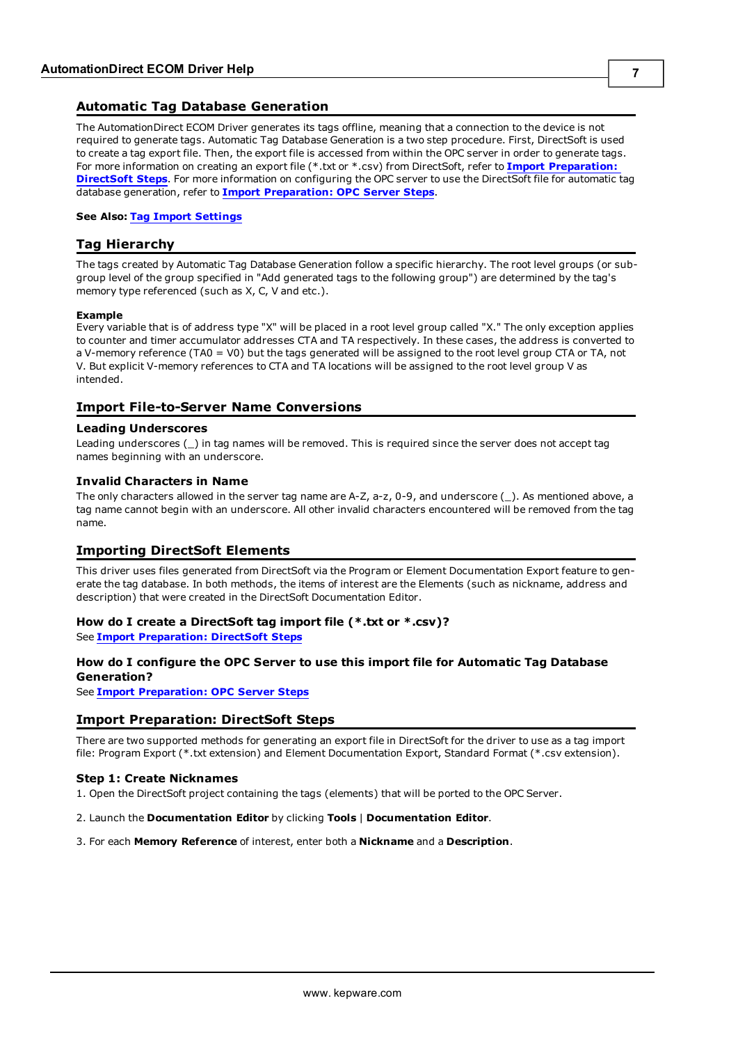## Automatic Tag Database Generation

The AutomationDirect ECOM Driver generates its tags offline, meaning that a connection to the device is not required to generate tags. Automatic Tag Database Generation is a two step procedure. First, DirectSoft is used to create a tag export file. Then, the export file is accessed from within the OPC server in order to generate tags. For more information on creating an export file (*.txt or *.csv) from DirectSoft, refer to **Import Preparation: DirectSoft Steps**. For more information on configuring the OPC server to use the DirectSoft file for automatic tag database generation, refer to **Import Preparation: OPC Server Steps**.

**See Also:** **Tag Import Settings**

## Tag Hierarchy

The tags created by Automatic Tag Database Generation follow a specific hierarchy. The root level groups (or sub-group level of the group specified in "Add generated tags to the following group") are determined by the tag's memory type referenced (such as X, C, V and etc.).

**Example**
Every variable that is of address type "X" will be placed in a root level group called "X." The only exception applies to counter and timer accumulator addresses CTA and TA respectively. In these cases, the address is converted to a V-memory reference (TA0 = V0) but the tags generated will be assigned to the root level group CTA or TA, not V. But explicit V-memory references to CTA and TA locations will be assigned to the root level group V as intended.

## Import File-to-Server Name Conversions

### Leading Underscores

Leading underscores (_) in tag names will be removed. This is required since the server does not accept tag names beginning with an underscore.

### Invalid Characters in Name

The only characters allowed in the server tag name are A-Z, a-z, 0-9, and underscore (_). As mentioned above, a tag name cannot begin with an underscore. All other invalid characters encountered will be removed from the tag name.

## Importing DirectSoft Elements

This driver uses files generated from DirectSoft via the Program or Element Documentation Export feature to generate the tag database. In both methods, the items of interest are the Elements (such as nickname, address and description) that were created in the DirectSoft Documentation Editor.

### How do I create a DirectSoft tag import file (*.txt or *.csv)?

See **Import Preparation: DirectSoft Steps**

### How do I configure the OPC Server to use this import file for Automatic Tag Database Generation?

See **Import Preparation: OPC Server Steps**

## Import Preparation: DirectSoft Steps

There are two supported methods for generating an export file in DirectSoft for the driver to use as a tag import file: Program Export (*.txt extension) and Element Documentation Export, Standard Format (*.csv extension).

### Step 1: Create Nicknames

1. Open the DirectSoft project containing the tags (elements) that will be ported to the OPC Server.

2. Launch the **Documentation Editor** by clicking **Tools** | **Documentation Editor**.

3. For each **Memory Reference** of interest, enter both a **Nickname** and a **Description**.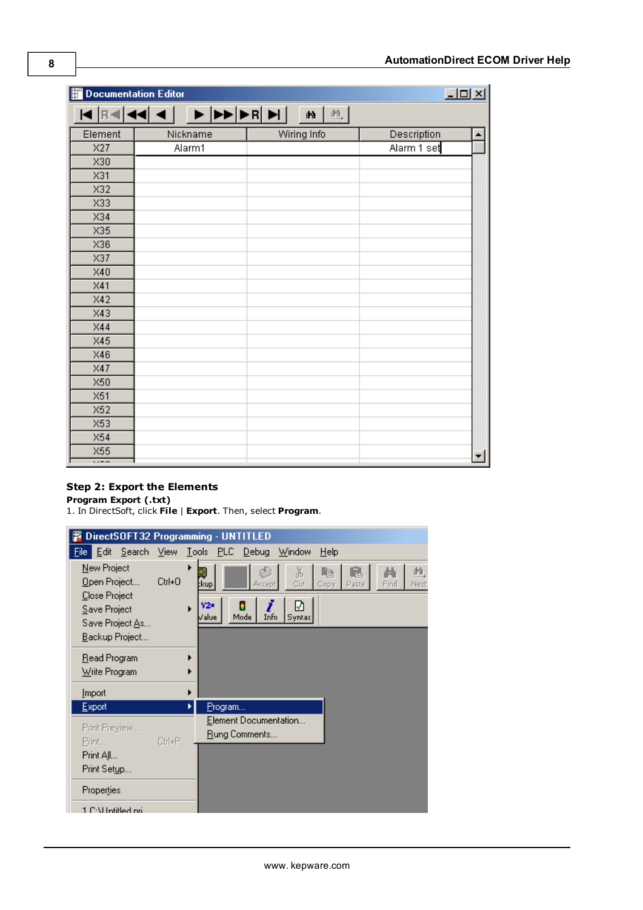**Step 2: Export the Elements**

**Program Export (.txt)**

1. In DirectSoft, click **File** | **Export**. Then, select **Program**.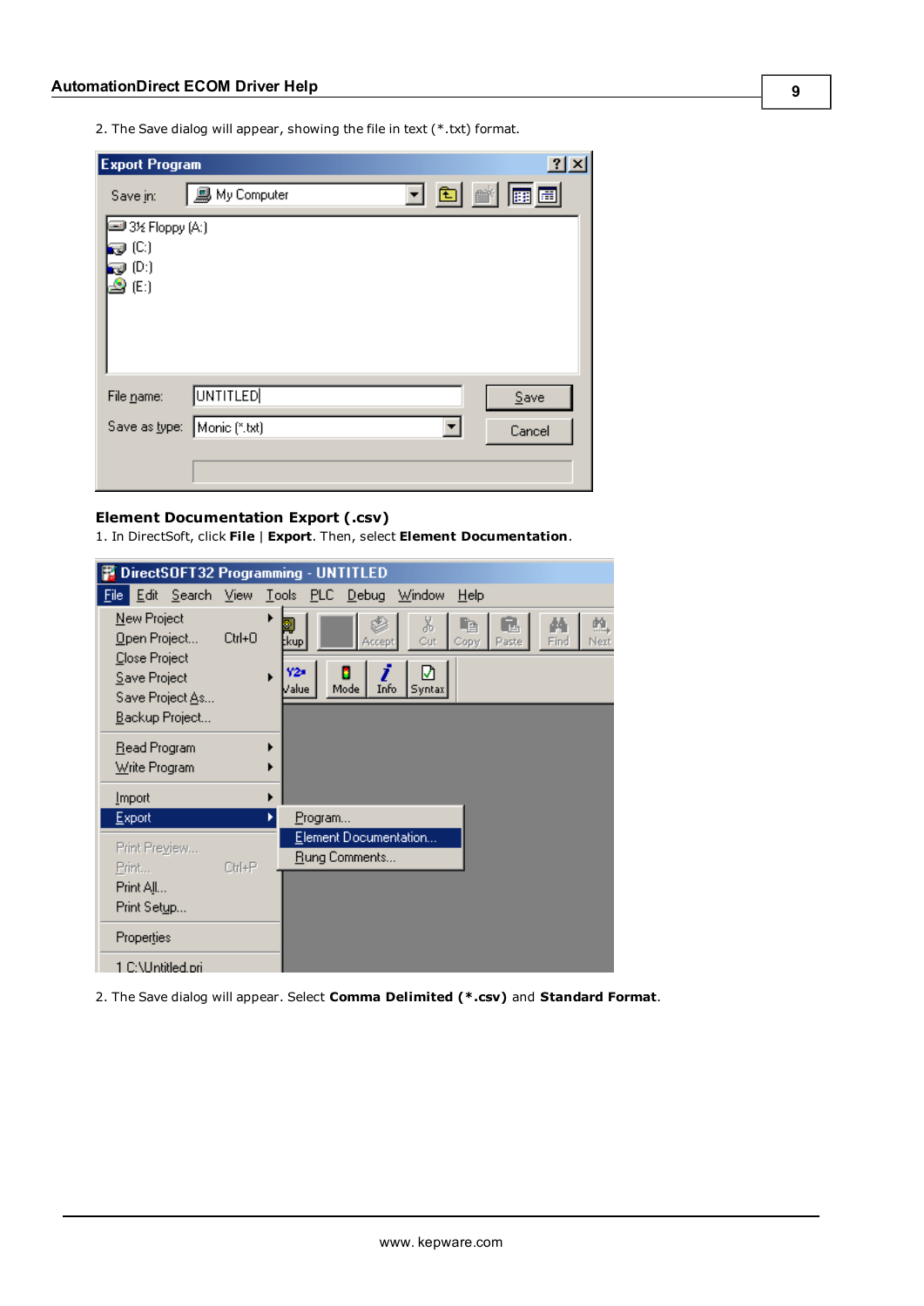2. The Save dialog will appear, showing the file in text (*.txt) format.

### Element Documentation Export (.csv)

1. In DirectSoft, click **File** | **Export**. Then, select **Element Documentation**.

2. The Save dialog will appear. Select **Comma Delimited (*.csv)** and **Standard Format**.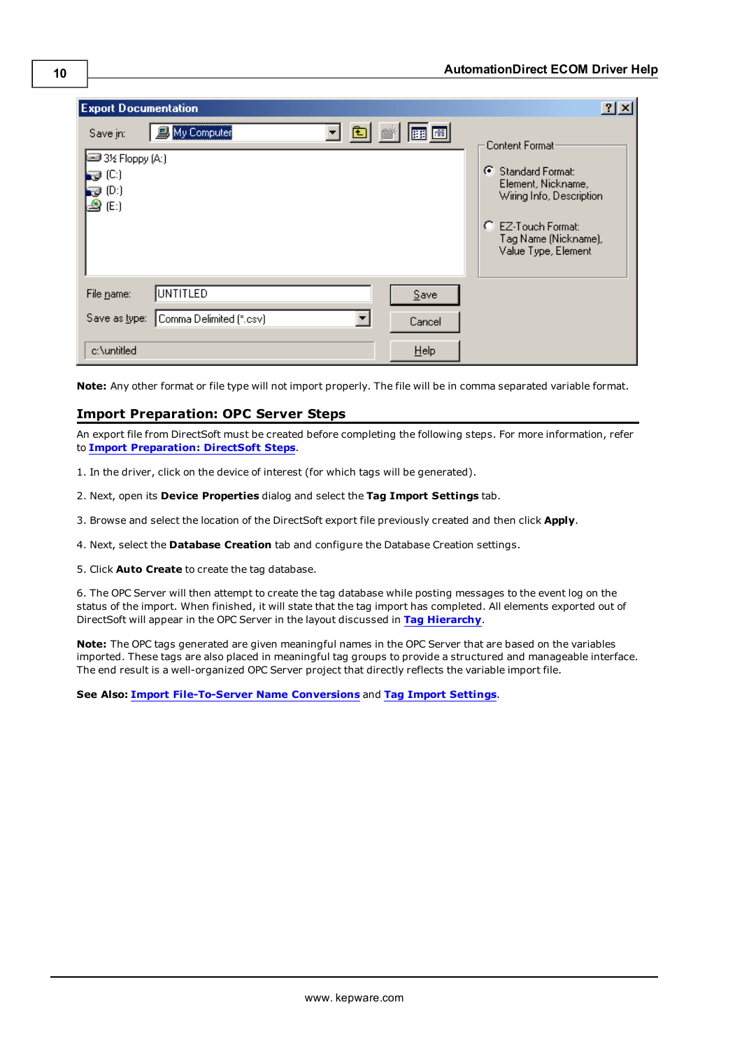**Note:** Any other format or file type will not import properly. The file will be in comma separated variable format.

## Import Preparation: OPC Server Steps

An export file from DirectSoft must be created before completing the following steps. For more information, refer to **Import Preparation: DirectSoft Steps**.

1. In the driver, click on the device of interest (for which tags will be generated).

2. Next, open its **Device Properties** dialog and select the **Tag Import Settings** tab.

3. Browse and select the location of the DirectSoft export file previously created and then click **Apply**.

4. Next, select the **Database Creation** tab and configure the Database Creation settings.

5. Click **Auto Create** to create the tag database.

6. The OPC Server will then attempt to create the tag database while posting messages to the event log on the status of the import. When finished, it will state that the tag import has completed. All elements exported out of DirectSoft will appear in the OPC Server in the layout discussed in **Tag Hierarchy**.

**Note:** The OPC tags generated are given meaningful names in the OPC Server that are based on the variables imported. These tags are also placed in meaningful tag groups to provide a structured and manageable interface. The end result is a well-organized OPC Server project that directly reflects the variable import file.

**See Also:** **Import File-To-Server Name Conversions** and **Tag Import Settings**.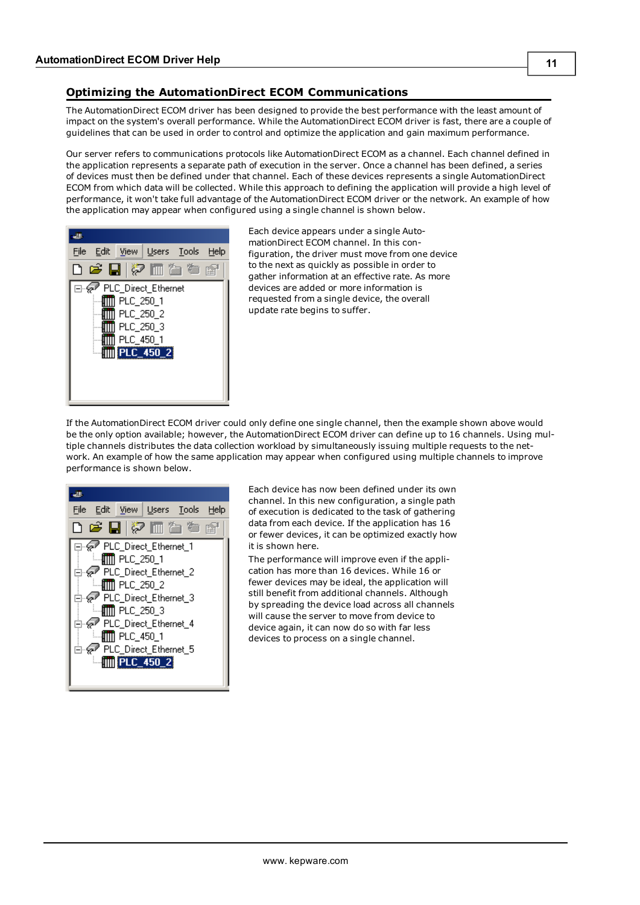## Optimizing the AutomationDirect ECOM Communications

The AutomationDirect ECOM driver has been designed to provide the best performance with the least amount of impact on the system's overall performance. While the AutomationDirect ECOM driver is fast, there are a couple of guidelines that can be used in order to control and optimize the application and gain maximum performance.

Our server refers to communications protocols like AutomationDirect ECOM as a channel. Each channel defined in the application represents a separate path of execution in the server. Once a channel has been defined, a series of devices must then be defined under that channel. Each of these devices represents a single AutomationDirect ECOM from which data will be collected. While this approach to defining the application will provide a high level of performance, it won't take full advantage of the AutomationDirect ECOM driver or the network. An example of how the application may appear when configured using a single channel is shown below.

Each device appears under a single AutomationDirect ECOM channel. In this configuration, the driver must move from one device to the next as quickly as possible in order to gather information at an effective rate. As more devices are added or more information is requested from a single device, the overall update rate begins to suffer.

If the AutomationDirect ECOM driver could only define one single channel, then the example shown above would be the only option available; however, the AutomationDirect ECOM driver can define up to 16 channels. Using multiple channels distributes the data collection workload by simultaneously issuing multiple requests to the network. An example of how the same application may appear when configured using multiple channels to improve performance is shown below.

Each device has now been defined under its own channel. In this new configuration, a single path of execution is dedicated to the task of gathering data from each device. If the application has 16 or fewer devices, it can be optimized exactly how it is shown here.

The performance will improve even if the application has more than 16 devices. While 16 or fewer devices may be ideal, the application will still benefit from additional channels. Although by spreading the device load across all channels will cause the server to move from device to device again, it can now do so with far less devices to process on a single channel.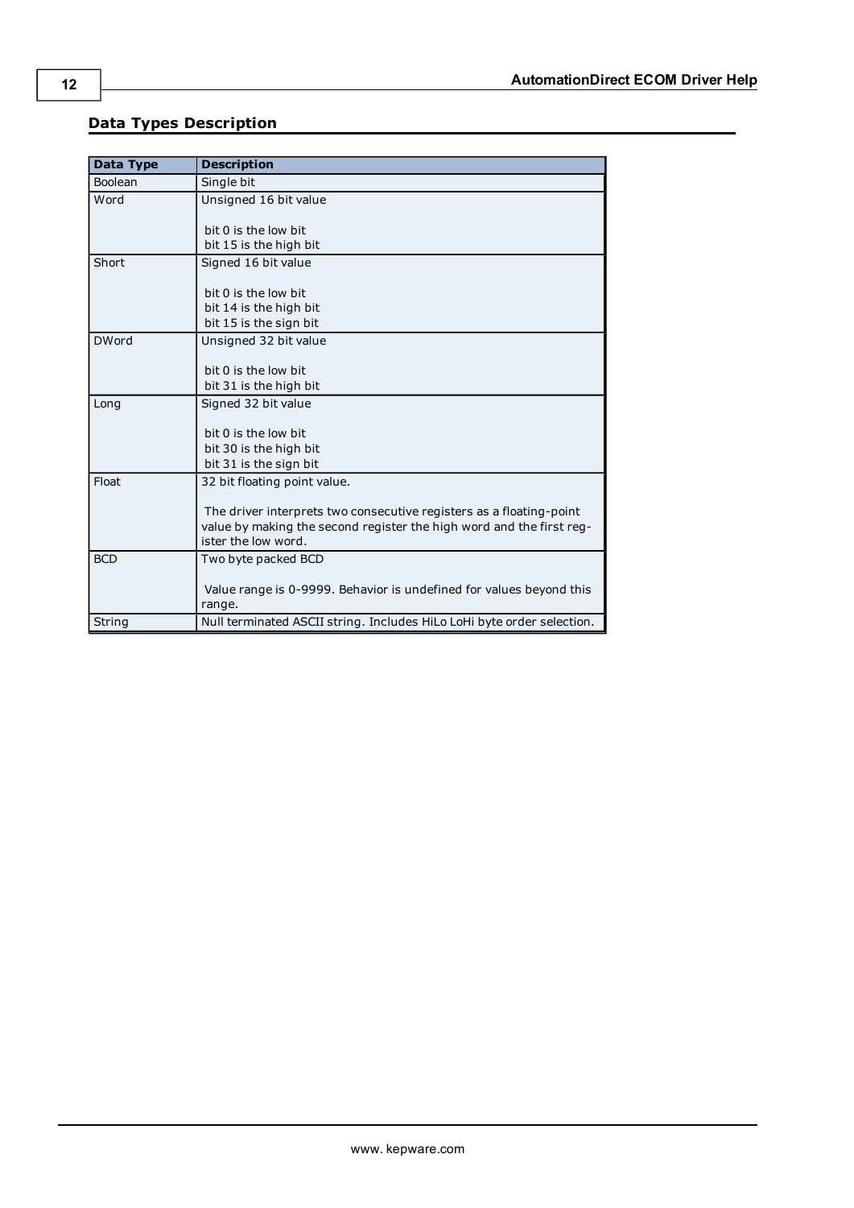## Data Types Description

| Data Type | Description |
|---|---|
| Boolean | Single bit |
| Word | Unsigned 16 bit value<br><br>bit 0 is the low bit<br>bit 15 is the high bit |
| Short | Signed 16 bit value<br><br>bit 0 is the low bit<br>bit 14 is the high bit<br>bit 15 is the sign bit |
| DWord | Unsigned 32 bit value<br><br>bit 0 is the low bit<br>bit 31 is the high bit |
| Long | Signed 32 bit value<br><br>bit 0 is the low bit<br>bit 30 is the high bit<br>bit 31 is the sign bit |
| Float | 32 bit floating point value.<br><br>The driver interprets two consecutive registers as a floating-point value by making the second register the high word and the first register the low word. |
| BCD | Two byte packed BCD<br><br>Value range is 0-9999. Behavior is undefined for values beyond this range. |
| String | Null terminated ASCII string. Includes HiLo LoHi byte order selection. |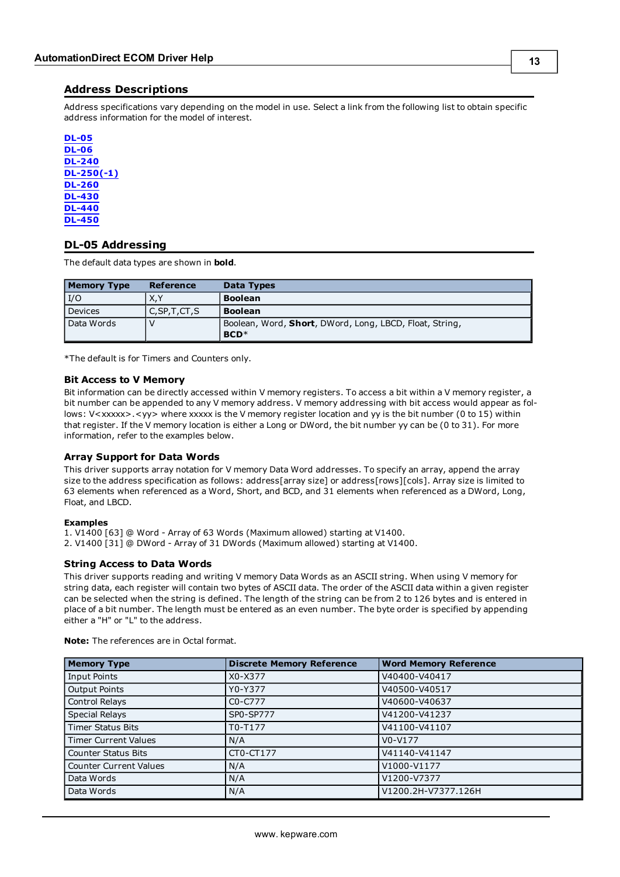## Address Descriptions

Address specifications vary depending on the model in use. Select a link from the following list to obtain specific address information for the model of interest.

**DL-05**
**DL-06**
**DL-240**
**DL-250(-1)**
**DL-260**
**DL-430**
**DL-440**
**DL-450**

## DL-05 Addressing

The default data types are shown in **bold**.

| Memory Type | Reference | Data Types |
|---|---|---|
| I/O | X,Y | **Boolean** |
| Devices | C,SP,T,CT,S | **Boolean** |
| Data Words | V | Boolean, Word, **Short**, DWord, Long, LBCD, Float, String, **BCD***  |

*The default is for Timers and Counters only.

### Bit Access to V Memory

Bit information can be directly accessed within V memory registers. To access a bit within a V memory register, a bit number can be appended to any V memory address. V memory addressing with bit access would appear as follows: V<xxxxx>.<yy> where xxxxx is the V memory register location and yy is the bit number (0 to 15) within that register. If the V memory location is either a Long or DWord, the bit number yy can be (0 to 31). For more information, refer to the examples below.

### Array Support for Data Words

This driver supports array notation for V memory Data Word addresses. To specify an array, append the array size to the address specification as follows: address[array size] or address[rows][cols]. Array size is limited to 63 elements when referenced as a Word, Short, and BCD, and 31 elements when referenced as a DWord, Long, Float, and LBCD.

**Examples**
1. V1400 [63] @ Word - Array of 63 Words (Maximum allowed) starting at V1400.
2. V1400 [31] @ DWord - Array of 31 DWords (Maximum allowed) starting at V1400.

### String Access to Data Words

This driver supports reading and writing V memory Data Words as an ASCII string. When using V memory for string data, each register will contain two bytes of ASCII data. The order of the ASCII data within a given register can be selected when the string is defined. The length of the string can be from 2 to 126 bytes and is entered in place of a bit number. The length must be entered as an even number. The byte order is specified by appending either a "H" or "L" to the address.

**Note:** The references are in Octal format.

| Memory Type | Discrete Memory Reference | Word Memory Reference |
|---|---|---|
| Input Points | X0-X377 | V40400-V40417 |
| Output Points | Y0-Y377 | V40500-V40517 |
| Control Relays | C0-C777 | V40600-V40637 |
| Special Relays | SP0-SP777 | V41200-V41237 |
| Timer Status Bits | T0-T177 | V41100-V41107 |
| Timer Current Values | N/A | V0-V177 |
| Counter Status Bits | CT0-CT177 | V41140-V41147 |
| Counter Current Values | N/A | V1000-V1177 |
| Data Words | N/A | V1200-V7377 |
| Data Words | N/A | V1200.2H-V7377.126H |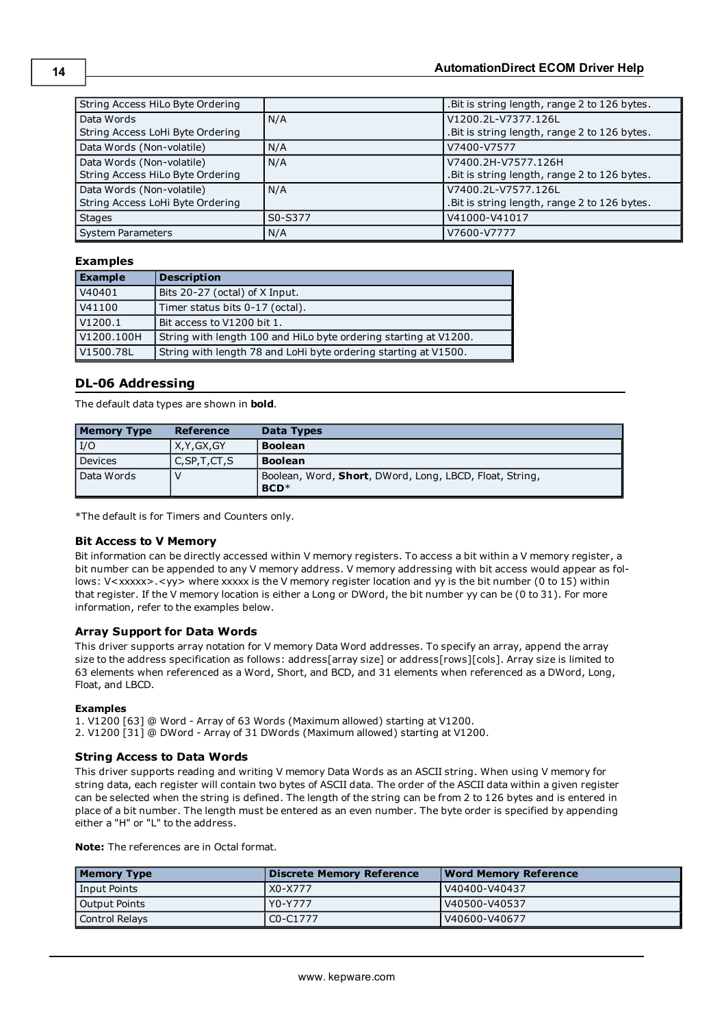| | | |
|---|---|---|
| String Access HiLo Byte Ordering | | .Bit is string length, range 2 to 126 bytes. |
| Data Words<br>String Access LoHi Byte Ordering | N/A | V1200.2L-V7377.126L<br>.Bit is string length, range 2 to 126 bytes. |
| Data Words (Non-volatile) | N/A | V7400-V7577 |
| Data Words (Non-volatile)<br>String Access HiLo Byte Ordering | N/A | V7400.2H-V7577.126H<br>.Bit is string length, range 2 to 126 bytes. |
| Data Words (Non-volatile)<br>String Access LoHi Byte Ordering | N/A | V7400.2L-V7577.126L<br>.Bit is string length, range 2 to 126 bytes. |
| Stages | S0-S377 | V41000-V41017 |
| System Parameters | N/A | V7600-V7777 |

**Examples**

| Example | Description |
|---|---|
| V40401 | Bits 20-27 (octal) of X Input. |
| V41100 | Timer status bits 0-17 (octal). |
| V1200.1 | Bit access to V1200 bit 1. |
| V1200.100H | String with length 100 and HiLo byte ordering starting at V1200. |
| V1500.78L | String with length 78 and LoHi byte ordering starting at V1500. |

## DL-06 Addressing

The default data types are shown in **bold**.

| Memory Type | Reference | Data Types |
|---|---|---|
| I/O | X,Y,GX,GY | **Boolean** |
| Devices | C,SP,T,CT,S | **Boolean** |
| Data Words | V | Boolean, Word, **Short**, DWord, Long, LBCD, Float, String, **BCD***  |

*The default is for Timers and Counters only.

### Bit Access to V Memory

Bit information can be directly accessed within V memory registers. To access a bit within a V memory register, a bit number can be appended to any V memory address. V memory addressing with bit access would appear as follows: V<xxxxx>.<yy> where xxxxx is the V memory register location and yy is the bit number (0 to 15) within that register. If the V memory location is either a Long or DWord, the bit number yy can be (0 to 31). For more information, refer to the examples below.

### Array Support for Data Words

This driver supports array notation for V memory Data Word addresses. To specify an array, append the array size to the address specification as follows: address[array size] or address[rows][cols]. Array size is limited to 63 elements when referenced as a Word, Short, and BCD, and 31 elements when referenced as a DWord, Long, Float, and LBCD.

**Examples**

1. V1200 [63] @ Word - Array of 63 Words (Maximum allowed) starting at V1200.
2. V1200 [31] @ DWord - Array of 31 DWords (Maximum allowed) starting at V1200.

### String Access to Data Words

This driver supports reading and writing V memory Data Words as an ASCII string. When using V memory for string data, each register will contain two bytes of ASCII data. The order of the ASCII data within a given register can be selected when the string is defined. The length of the string can be from 2 to 126 bytes and is entered in place of a bit number. The length must be entered as an even number. The byte order is specified by appending either a "H" or "L" to the address.

**Note:** The references are in Octal format.

| Memory Type | Discrete Memory Reference | Word Memory Reference |
|---|---|---|
| Input Points | X0-X777 | V40400-V40437 |
| Output Points | Y0-Y777 | V40500-V40537 |
| Control Relays | C0-C1777 | V40600-V40677 |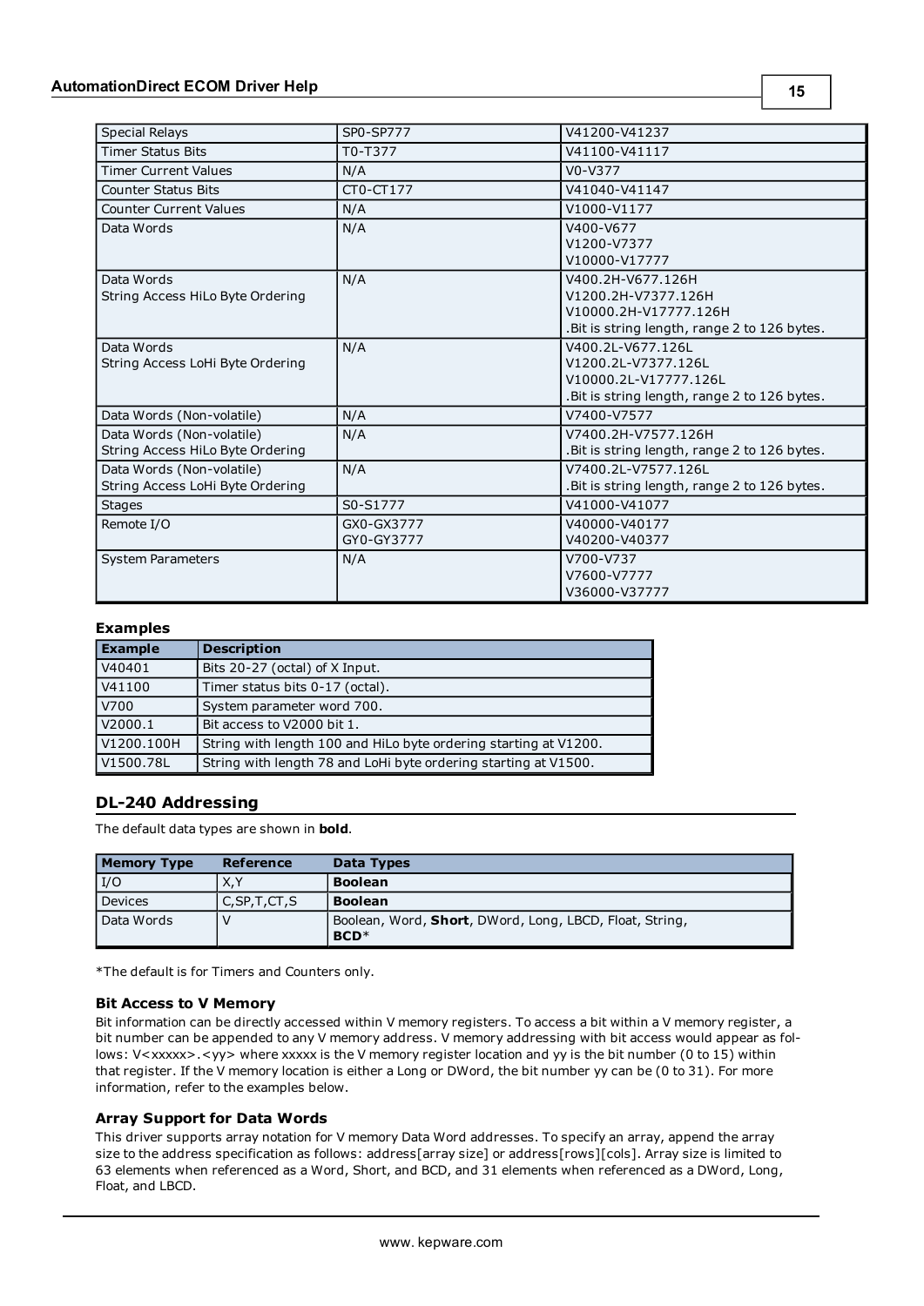| | | |
|---|---|---|
| Special Relays | SP0-SP777 | V41200-V41237 |
| Timer Status Bits | T0-T377 | V41100-V41117 |
| Timer Current Values | N/A | V0-V377 |
| Counter Status Bits | CT0-CT177 | V41040-V41147 |
| Counter Current Values | N/A | V1000-V1177 |
| Data Words | N/A | V400-V677<br>V1200-V7377<br>V10000-V17777 |
| Data Words<br>String Access HiLo Byte Ordering | N/A | V400.2H-V677.126H<br>V1200.2H-V7377.126H<br>V10000.2H-V17777.126H<br>.Bit is string length, range 2 to 126 bytes. |
| Data Words<br>String Access LoHi Byte Ordering | N/A | V400.2L-V677.126L<br>V1200.2L-V7377.126L<br>V10000.2L-V17777.126L<br>.Bit is string length, range 2 to 126 bytes. |
| Data Words (Non-volatile) | N/A | V7400-V7577 |
| Data Words (Non-volatile)<br>String Access HiLo Byte Ordering | N/A | V7400.2H-V7577.126H<br>.Bit is string length, range 2 to 126 bytes. |
| Data Words (Non-volatile)<br>String Access LoHi Byte Ordering | N/A | V7400.2L-V7577.126L<br>.Bit is string length, range 2 to 126 bytes. |
| Stages | S0-S1777 | V41000-V41077 |
| Remote I/O | GX0-GX3777<br>GY0-GY3777 | V40000-V40177<br>V40200-V40377 |
| System Parameters | N/A | V700-V737<br>V7600-V7777<br>V36000-V37777 |

### Examples

| Example | Description |
|---|---|
| V40401 | Bits 20-27 (octal) of X Input. |
| V41100 | Timer status bits 0-17 (octal). |
| V700 | System parameter word 700. |
| V2000.1 | Bit access to V2000 bit 1. |
| V1200.100H | String with length 100 and HiLo byte ordering starting at V1200. |
| V1500.78L | String with length 78 and LoHi byte ordering starting at V1500. |

## DL-240 Addressing

The default data types are shown in **bold**.

| Memory Type | Reference | Data Types |
|---|---|---|
| I/O | X,Y | **Boolean** |
| Devices | C,SP,T,CT,S | **Boolean** |
| Data Words | V | Boolean, Word, **Short**, DWord, Long, LBCD, Float, String, **BCD***  |

*The default is for Timers and Counters only.

### Bit Access to V Memory

Bit information can be directly accessed within V memory registers. To access a bit within a V memory register, a bit number can be appended to any V memory address. V memory addressing with bit access would appear as follows: V<xxxxx>.<yy> where xxxxx is the V memory register location and yy is the bit number (0 to 15) within that register. If the V memory location is either a Long or DWord, the bit number yy can be (0 to 31). For more information, refer to the examples below.

### Array Support for Data Words

This driver supports array notation for V memory Data Word addresses. To specify an array, append the array size to the address specification as follows: address[array size] or address[rows][cols]. Array size is limited to 63 elements when referenced as a Word, Short, and BCD, and 31 elements when referenced as a DWord, Long, Float, and LBCD.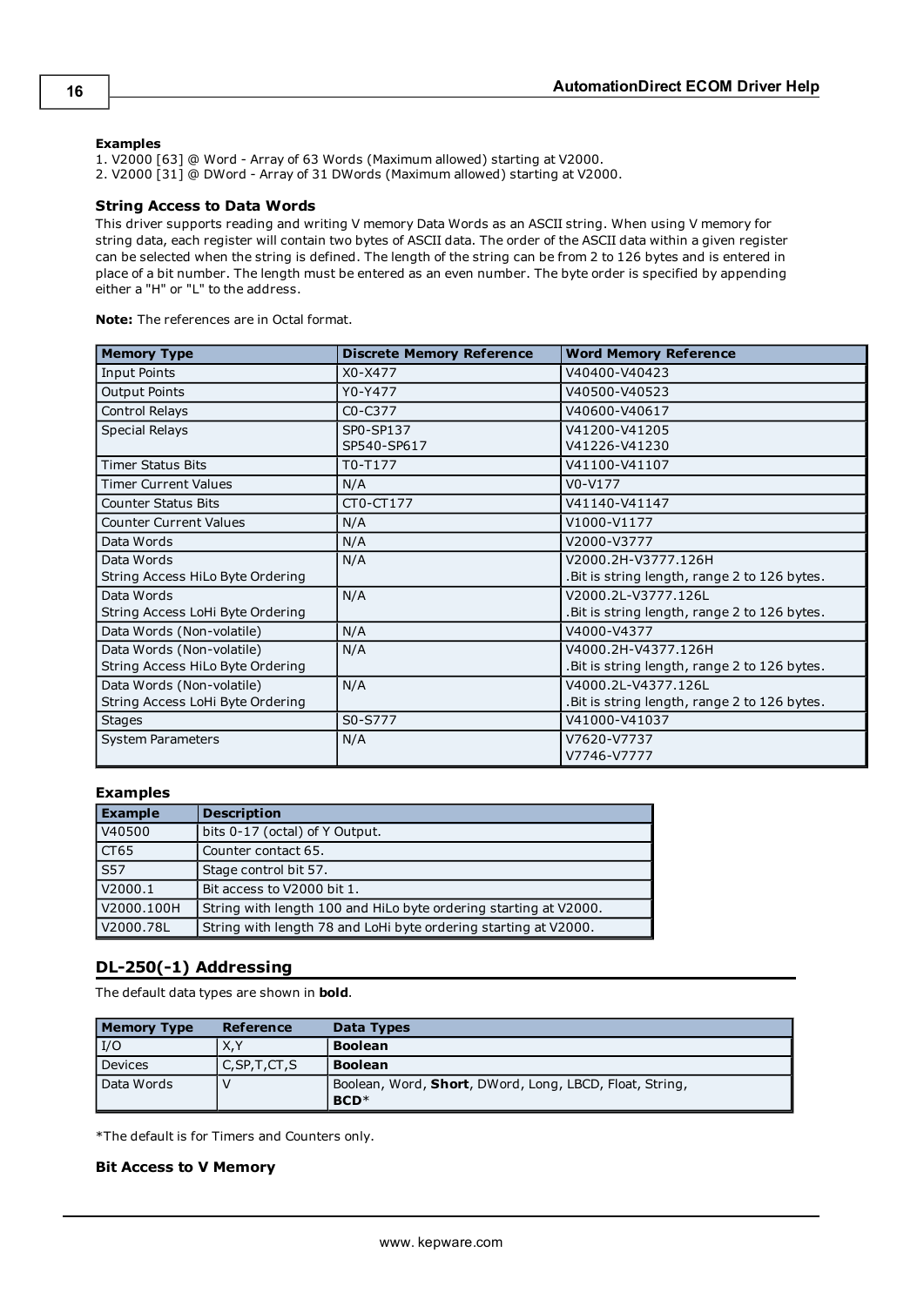**Examples**

1. V2000 [63] @ Word - Array of 63 Words (Maximum allowed) starting at V2000.
2. V2000 [31] @ DWord - Array of 31 DWords (Maximum allowed) starting at V2000.

### String Access to Data Words

This driver supports reading and writing V memory Data Words as an ASCII string. When using V memory for string data, each register will contain two bytes of ASCII data. The order of the ASCII data within a given register can be selected when the string is defined. The length of the string can be from 2 to 126 bytes and is entered in place of a bit number. The length must be entered as an even number. The byte order is specified by appending either a "H" or "L" to the address.

**Note:** The references are in Octal format.

| Memory Type | Discrete Memory Reference | Word Memory Reference |
|---|---|---|
| Input Points | X0-X477 | V40400-V40423 |
| Output Points | Y0-Y477 | V40500-V40523 |
| Control Relays | C0-C377 | V40600-V40617 |
| Special Relays | SP0-SP137<br>SP540-SP617 | V41200-V41205<br>V41226-V41230 |
| Timer Status Bits | T0-T177 | V41100-V41107 |
| Timer Current Values | N/A | V0-V177 |
| Counter Status Bits | CT0-CT177 | V41140-V41147 |
| Counter Current Values | N/A | V1000-V1177 |
| Data Words | N/A | V2000-V3777 |
| Data Words<br>String Access HiLo Byte Ordering | N/A | V2000.2H-V3777.126H<br>.Bit is string length, range 2 to 126 bytes. |
| Data Words<br>String Access LoHi Byte Ordering | N/A | V2000.2L-V3777.126L<br>.Bit is string length, range 2 to 126 bytes. |
| Data Words (Non-volatile) | N/A | V4000-V4377 |
| Data Words (Non-volatile)<br>String Access HiLo Byte Ordering | N/A | V4000.2H-V4377.126H<br>.Bit is string length, range 2 to 126 bytes. |
| Data Words (Non-volatile)<br>String Access LoHi Byte Ordering | N/A | V4000.2L-V4377.126L<br>.Bit is string length, range 2 to 126 bytes. |
| Stages | S0-S777 | V41000-V41037 |
| System Parameters | N/A | V7620-V7737<br>V7746-V7777 |

### Examples

| Example | Description |
|---|---|
| V40500 | bits 0-17 (octal) of Y Output. |
| CT65 | Counter contact 65. |
| S57 | Stage control bit 57. |
| V2000.1 | Bit access to V2000 bit 1. |
| V2000.100H | String with length 100 and HiLo byte ordering starting at V2000. |
| V2000.78L | String with length 78 and LoHi byte ordering starting at V2000. |

## DL-250(-1) Addressing

The default data types are shown in **bold**.

| Memory Type | Reference | Data Types |
|---|---|---|
| I/O | X,Y | **Boolean** |
| Devices | C,SP,T,CT,S | **Boolean** |
| Data Words | V | Boolean, Word, **Short**, DWord, Long, LBCD, Float, String, **BCD***|

*The default is for Timers and Counters only.

**Bit Access to V Memory**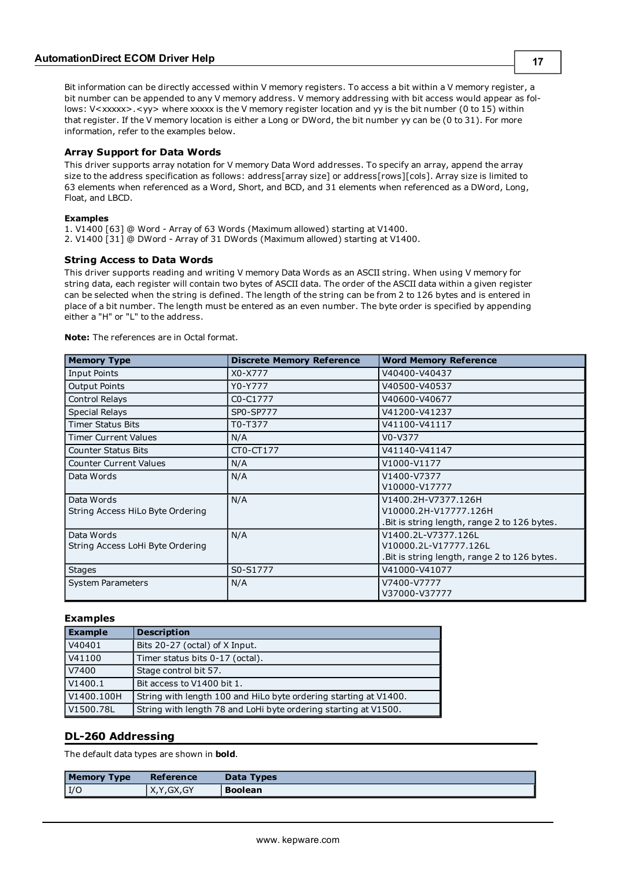Bit information can be directly accessed within V memory registers. To access a bit within a V memory register, a bit number can be appended to any V memory address. V memory addressing with bit access would appear as follows: V<xxxxx>.<yy> where xxxxx is the V memory register location and yy is the bit number (0 to 15) within that register. If the V memory location is either a Long or DWord, the bit number yy can be (0 to 31). For more information, refer to the examples below.

### Array Support for Data Words

This driver supports array notation for V memory Data Word addresses. To specify an array, append the array size to the address specification as follows: address[array size] or address[rows][cols]. Array size is limited to 63 elements when referenced as a Word, Short, and BCD, and 31 elements when referenced as a DWord, Long, Float, and LBCD.

**Examples**
1. V1400 [63] @ Word - Array of 63 Words (Maximum allowed) starting at V1400.
2. V1400 [31] @ DWord - Array of 31 DWords (Maximum allowed) starting at V1400.

### String Access to Data Words

This driver supports reading and writing V memory Data Words as an ASCII string. When using V memory for string data, each register will contain two bytes of ASCII data. The order of the ASCII data within a given register can be selected when the string is defined. The length of the string can be from 2 to 126 bytes and is entered in place of a bit number. The length must be entered as an even number. The byte order is specified by appending either a "H" or "L" to the address.

**Note:** The references are in Octal format.

| Memory Type | Discrete Memory Reference | Word Memory Reference |
|---|---|---|
| Input Points | X0-X777 | V40400-V40437 |
| Output Points | Y0-Y777 | V40500-V40537 |
| Control Relays | C0-C1777 | V40600-V40677 |
| Special Relays | SP0-SP777 | V41200-V41237 |
| Timer Status Bits | T0-T377 | V41100-V41117 |
| Timer Current Values | N/A | V0-V377 |
| Counter Status Bits | CT0-CT177 | V41140-V41147 |
| Counter Current Values | N/A | V1000-V1177 |
| Data Words | N/A | V1400-V7377<br>V10000-V17777 |
| Data Words<br>String Access HiLo Byte Ordering | N/A | V1400.2H-V7377.126H<br>V10000.2H-V17777.126H<br>.Bit is string length, range 2 to 126 bytes. |
| Data Words<br>String Access LoHi Byte Ordering | N/A | V1400.2L-V7377.126L<br>V10000.2L-V17777.126L<br>.Bit is string length, range 2 to 126 bytes. |
| Stages | S0-S1777 | V41000-V41077 |
| System Parameters | N/A | V7400-V7777<br>V37000-V37777 |

### Examples

| Example | Description |
|---|---|
| V40401 | Bits 20-27 (octal) of X Input. |
| V41100 | Timer status bits 0-17 (octal). |
| V7400 | Stage control bit 57. |
| V1400.1 | Bit access to V1400 bit 1. |
| V1400.100H | String with length 100 and HiLo byte ordering starting at V1400. |
| V1500.78L | String with length 78 and LoHi byte ordering starting at V1500. |

## DL-260 Addressing

The default data types are shown in **bold**.

| Memory Type | Reference | Data Types |
|---|---|---|
| I/O | X,Y,GX,GY | **Boolean** |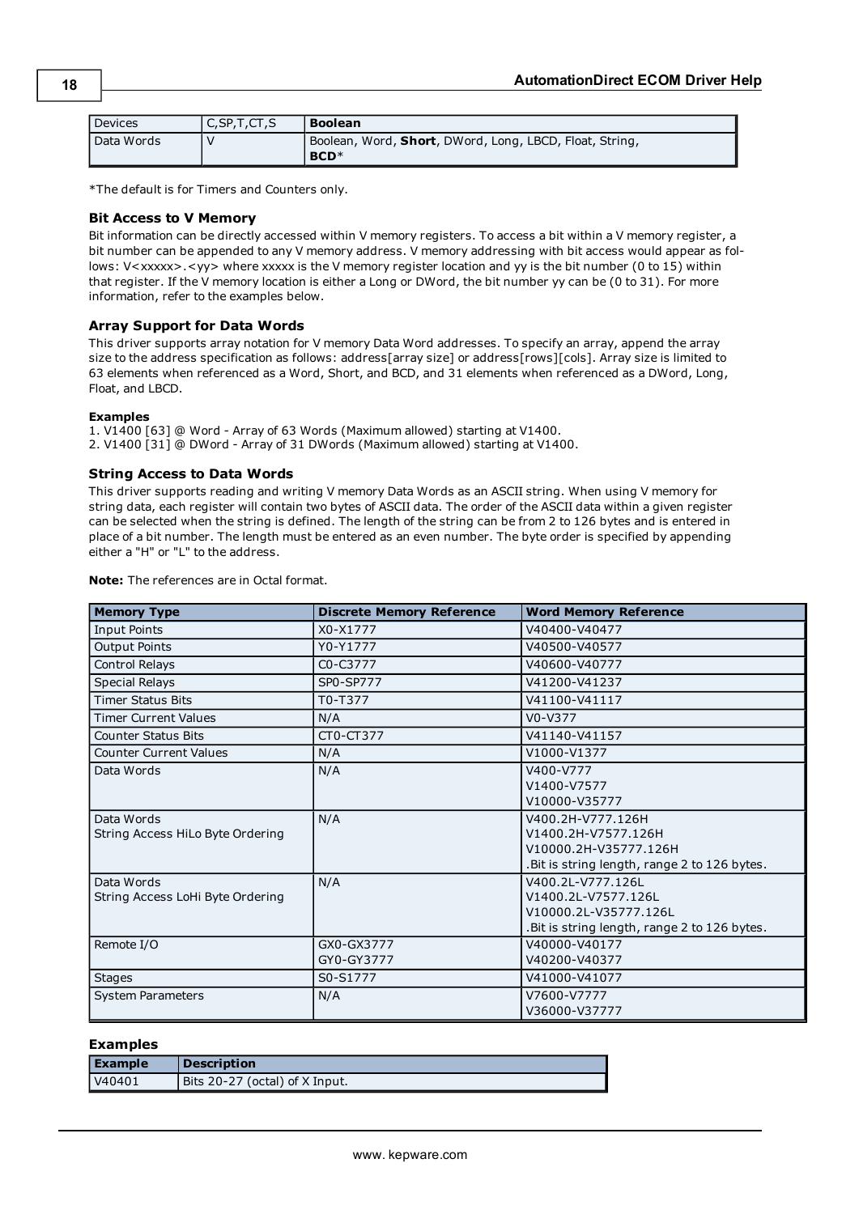| Devices | C,SP,T,CT,S | **Boolean** |
|---|---|---|
| Data Words | V | Boolean, Word, **Short**, DWord, Long, LBCD, Float, String, **BCD***|

*The default is for Timers and Counters only.

### Bit Access to V Memory

Bit information can be directly accessed within V memory registers. To access a bit within a V memory register, a bit number can be appended to any V memory address. V memory addressing with bit access would appear as follows: V<xxxxx>.<yy> where xxxxx is the V memory register location and yy is the bit number (0 to 15) within that register. If the V memory location is either a Long or DWord, the bit number yy can be (0 to 31). For more information, refer to the examples below.

### Array Support for Data Words

This driver supports array notation for V memory Data Word addresses. To specify an array, append the array size to the address specification as follows: address[array size] or address[rows][cols]. Array size is limited to 63 elements when referenced as a Word, Short, and BCD, and 31 elements when referenced as a DWord, Long, Float, and LBCD.

**Examples**

1. V1400 [63] @ Word - Array of 63 Words (Maximum allowed) starting at V1400.
2. V1400 [31] @ DWord - Array of 31 DWords (Maximum allowed) starting at V1400.

### String Access to Data Words

This driver supports reading and writing V memory Data Words as an ASCII string. When using V memory for string data, each register will contain two bytes of ASCII data. The order of the ASCII data within a given register can be selected when the string is defined. The length of the string can be from 2 to 126 bytes and is entered in place of a bit number. The length must be entered as an even number. The byte order is specified by appending either a "H" or "L" to the address.

**Note:** The references are in Octal format.

| Memory Type | Discrete Memory Reference | Word Memory Reference |
|---|---|---|
| Input Points | X0-X1777 | V40400-V40477 |
| Output Points | Y0-Y1777 | V40500-V40577 |
| Control Relays | C0-C3777 | V40600-V40777 |
| Special Relays | SP0-SP777 | V41200-V41237 |
| Timer Status Bits | T0-T377 | V41100-V41117 |
| Timer Current Values | N/A | V0-V377 |
| Counter Status Bits | CT0-CT377 | V41140-V41157 |
| Counter Current Values | N/A | V1000-V1377 |
| Data Words | N/A | V400-V777<br>V1400-V7577<br>V10000-V35777 |
| Data Words<br>String Access HiLo Byte Ordering | N/A | V400.2H-V777.126H<br>V1400.2H-V7577.126H<br>V10000.2H-V35777.126H<br>.Bit is string length, range 2 to 126 bytes. |
| Data Words<br>String Access LoHi Byte Ordering | N/A | V400.2L-V777.126L<br>V1400.2L-V7577.126L<br>V10000.2L-V35777.126L<br>.Bit is string length, range 2 to 126 bytes. |
| Remote I/O | GX0-GX3777<br>GY0-GY3777 | V40000-V40177<br>V40200-V40377 |
| Stages | S0-S1777 | V41000-V41077 |
| System Parameters | N/A | V7600-V7777<br>V36000-V37777 |

### Examples

| Example | Description |
|---|---|
| V40401 | Bits 20-27 (octal) of X Input. |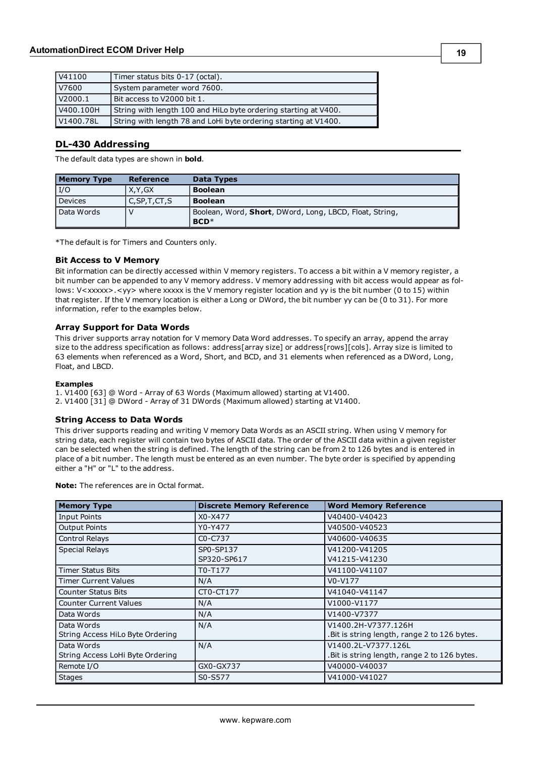| V41100 | Timer status bits 0-17 (octal). |
|---|---|
| V7600 | System parameter word 7600. |
| V2000.1 | Bit access to V2000 bit 1. |
| V400.100H | String with length 100 and HiLo byte ordering starting at V400. |
| V1400.78L | String with length 78 and LoHi byte ordering starting at V1400. |

## DL-430 Addressing

The default data types are shown in **bold**.

| Memory Type | Reference | Data Types |
|---|---|---|
| I/O | X,Y,GX | **Boolean** |
| Devices | C,SP,T,CT,S | **Boolean** |
| Data Words | V | Boolean, Word, **Short**, DWord, Long, LBCD, Float, String, **BCD***  |

*The default is for Timers and Counters only.

### Bit Access to V Memory

Bit information can be directly accessed within V memory registers. To access a bit within a V memory register, a bit number can be appended to any V memory address. V memory addressing with bit access would appear as follows: V<xxxxx>.<yy> where xxxxx is the V memory register location and yy is the bit number (0 to 15) within that register. If the V memory location is either a Long or DWord, the bit number yy can be (0 to 31). For more information, refer to the examples below.

### Array Support for Data Words

This driver supports array notation for V memory Data Word addresses. To specify an array, append the array size to the address specification as follows: address[array size] or address[rows][cols]. Array size is limited to 63 elements when referenced as a Word, Short, and BCD, and 31 elements when referenced as a DWord, Long, Float, and LBCD.

**Examples**

1. V1400 [63] @ Word - Array of 63 Words (Maximum allowed) starting at V1400.
2. V1400 [31] @ DWord - Array of 31 DWords (Maximum allowed) starting at V1400.

### String Access to Data Words

This driver supports reading and writing V memory Data Words as an ASCII string. When using V memory for string data, each register will contain two bytes of ASCII data. The order of the ASCII data within a given register can be selected when the string is defined. The length of the string can be from 2 to 126 bytes and is entered in place of a bit number. The length must be entered as an even number. The byte order is specified by appending either a "H" or "L" to the address.

**Note:** The references are in Octal format.

| Memory Type | Discrete Memory Reference | Word Memory Reference |
|---|---|---|
| Input Points | X0-X477 | V40400-V40423 |
| Output Points | Y0-Y477 | V40500-V40523 |
| Control Relays | C0-C737 | V40600-V40635 |
| Special Relays | SP0-SP137<br>SP320-SP617 | V41200-V41205<br>V41215-V41230 |
| Timer Status Bits | T0-T177 | V41100-V41107 |
| Timer Current Values | N/A | V0-V177 |
| Counter Status Bits | CT0-CT177 | V41040-V41147 |
| Counter Current Values | N/A | V1000-V1177 |
| Data Words | N/A | V1400-V7377 |
| Data Words<br>String Access HiLo Byte Ordering | N/A | V1400.2H-V7377.126H<br>.Bit is string length, range 2 to 126 bytes. |
| Data Words<br>String Access LoHi Byte Ordering | N/A | V1400.2L-V7377.126L<br>.Bit is string length, range 2 to 126 bytes. |
| Remote I/O | GX0-GX737 | V40000-V40037 |
| Stages | S0-S577 | V41000-V41027 |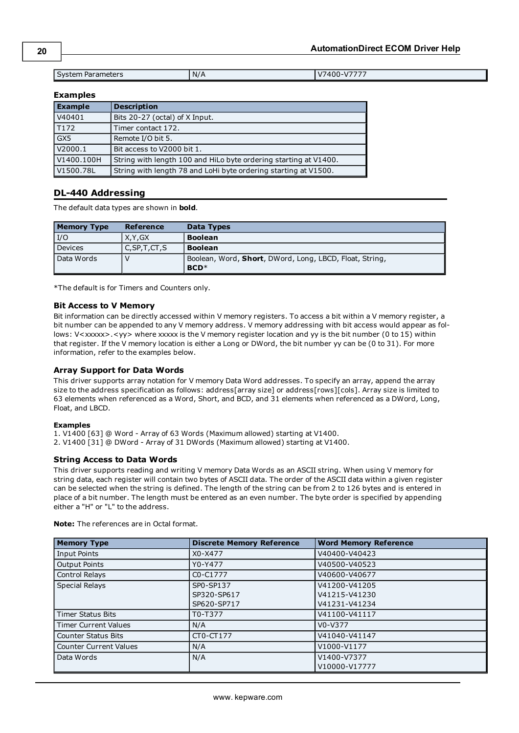| System Parameters | N/A | V7400-V7777 |
|---|---|---|

**Examples**

| Example | Description |
|---|---|
| V40401 | Bits 20-27 (octal) of X Input. |
| T172 | Timer contact 172. |
| GX5 | Remote I/O bit 5. |
| V2000.1 | Bit access to V2000 bit 1. |
| V1400.100H | String with length 100 and HiLo byte ordering starting at V1400. |
| V1500.78L | String with length 78 and LoHi byte ordering starting at V1500. |

## DL-440 Addressing

The default data types are shown in **bold**.

| Memory Type | Reference | Data Types |
|---|---|---|
| I/O | X,Y,GX | **Boolean** |
| Devices | C,SP,T,CT,S | **Boolean** |
| Data Words | V | Boolean, Word, **Short**, DWord, Long, LBCD, Float, String, **BCD***|

*The default is for Timers and Counters only.

### Bit Access to V Memory

Bit information can be directly accessed within V memory registers. To access a bit within a V memory register, a bit number can be appended to any V memory address. V memory addressing with bit access would appear as follows: V<xxxxx>.<yy> where xxxxx is the V memory register location and yy is the bit number (0 to 15) within that register. If the V memory location is either a Long or DWord, the bit number yy can be (0 to 31). For more information, refer to the examples below.

### Array Support for Data Words

This driver supports array notation for V memory Data Word addresses. To specify an array, append the array size to the address specification as follows: address[array size] or address[rows][cols]. Array size is limited to 63 elements when referenced as a Word, Short, and BCD, and 31 elements when referenced as a DWord, Long, Float, and LBCD.

**Examples**

1. V1400 [63] @ Word - Array of 63 Words (Maximum allowed) starting at V1400.
2. V1400 [31] @ DWord - Array of 31 DWords (Maximum allowed) starting at V1400.

### String Access to Data Words

This driver supports reading and writing V memory Data Words as an ASCII string. When using V memory for string data, each register will contain two bytes of ASCII data. The order of the ASCII data within a given register can be selected when the string is defined. The length of the string can be from 2 to 126 bytes and is entered in place of a bit number. The length must be entered as an even number. The byte order is specified by appending either a "H" or "L" to the address.

**Note:** The references are in Octal format.

| Memory Type | Discrete Memory Reference | Word Memory Reference |
|---|---|---|
| Input Points | X0-X477 | V40400-V40423 |
| Output Points | Y0-Y477 | V40500-V40523 |
| Control Relays | C0-C1777 | V40600-V40677 |
| Special Relays | SP0-SP137<br>SP320-SP617<br>SP620-SP717 | V41200-V41205<br>V41215-V41230<br>V41231-V41234 |
| Timer Status Bits | T0-T377 | V41100-V41117 |
| Timer Current Values | N/A | V0-V377 |
| Counter Status Bits | CT0-CT177 | V41040-V41147 |
| Counter Current Values | N/A | V1000-V1177 |
| Data Words | N/A | V1400-V7377<br>V10000-V17777 |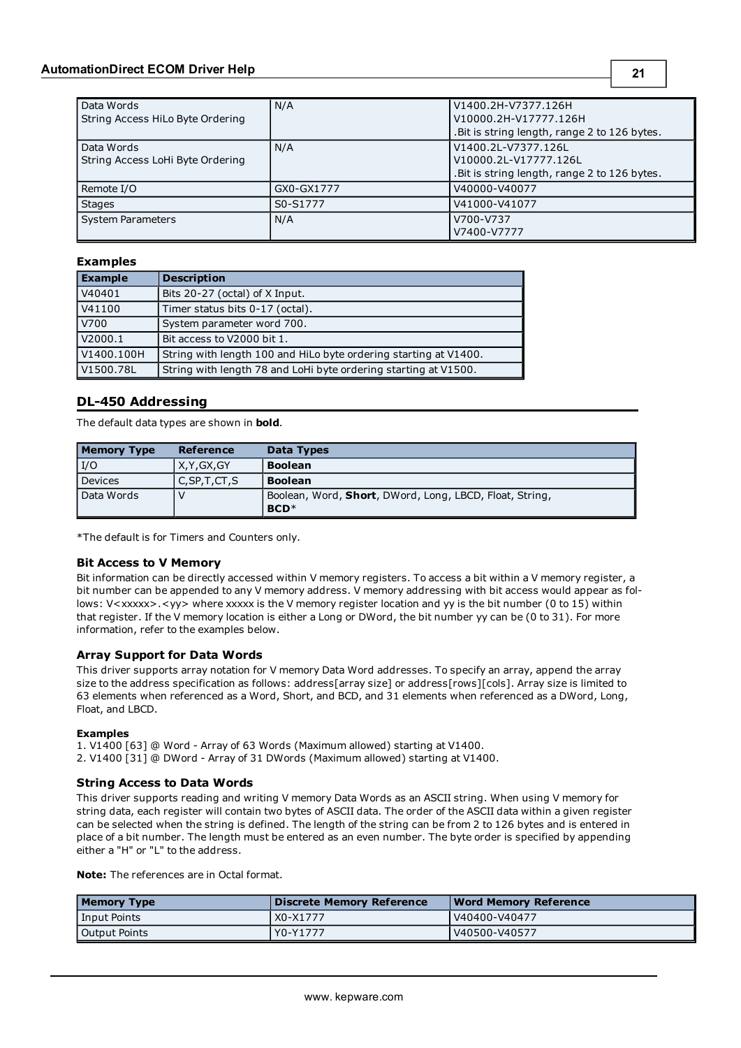| | | |
|---|---|---|
| Data Words<br>String Access HiLo Byte Ordering | N/A | V1400.2H-V7377.126H<br>V10000.2H-V17777.126H<br>.Bit is string length, range 2 to 126 bytes. |
| Data Words<br>String Access LoHi Byte Ordering | N/A | V1400.2L-V7377.126L<br>V10000.2L-V17777.126L<br>.Bit is string length, range 2 to 126 bytes. |
| Remote I/O | GX0-GX1777 | V40000-V40077 |
| Stages | S0-S1777 | V41000-V41077 |
| System Parameters | N/A | V700-V737<br>V7400-V7777 |

#### Examples

| Example | Description |
|---|---|
| V40401 | Bits 20-27 (octal) of X Input. |
| V41100 | Timer status bits 0-17 (octal). |
| V700 | System parameter word 700. |
| V2000.1 | Bit access to V2000 bit 1. |
| V1400.100H | String with length 100 and HiLo byte ordering starting at V1400. |
| V1500.78L | String with length 78 and LoHi byte ordering starting at V1500. |

## DL-450 Addressing

The default data types are shown in **bold**.

| Memory Type | Reference | Data Types |
|---|---|---|
| I/O | X,Y,GX,GY | **Boolean** |
| Devices | C,SP,T,CT,S | **Boolean** |
| Data Words | V | Boolean, Word, **Short**, DWord, Long, LBCD, Float, String, **BCD***|

*The default is for Timers and Counters only.

### Bit Access to V Memory

Bit information can be directly accessed within V memory registers. To access a bit within a V memory register, a bit number can be appended to any V memory address. V memory addressing with bit access would appear as follows: V<xxxxx>.<yy> where xxxxx is the V memory register location and yy is the bit number (0 to 15) within that register. If the V memory location is either a Long or DWord, the bit number yy can be (0 to 31). For more information, refer to the examples below.

### Array Support for Data Words

This driver supports array notation for V memory Data Word addresses. To specify an array, append the array size to the address specification as follows: address[array size] or address[rows][cols]. Array size is limited to 63 elements when referenced as a Word, Short, and BCD, and 31 elements when referenced as a DWord, Long, Float, and LBCD.

#### Examples

1. V1400 [63] @ Word - Array of 63 Words (Maximum allowed) starting at V1400.
2. V1400 [31] @ DWord - Array of 31 DWords (Maximum allowed) starting at V1400.

### String Access to Data Words

This driver supports reading and writing V memory Data Words as an ASCII string. When using V memory for string data, each register will contain two bytes of ASCII data. The order of the ASCII data within a given register can be selected when the string is defined. The length of the string can be from 2 to 126 bytes and is entered in place of a bit number. The length must be entered as an even number. The byte order is specified by appending either a "H" or "L" to the address.

**Note:** The references are in Octal format.

| Memory Type | Discrete Memory Reference | Word Memory Reference |
|---|---|---|
| Input Points | X0-X1777 | V40400-V40477 |
| Output Points | Y0-Y1777 | V40500-V40577 |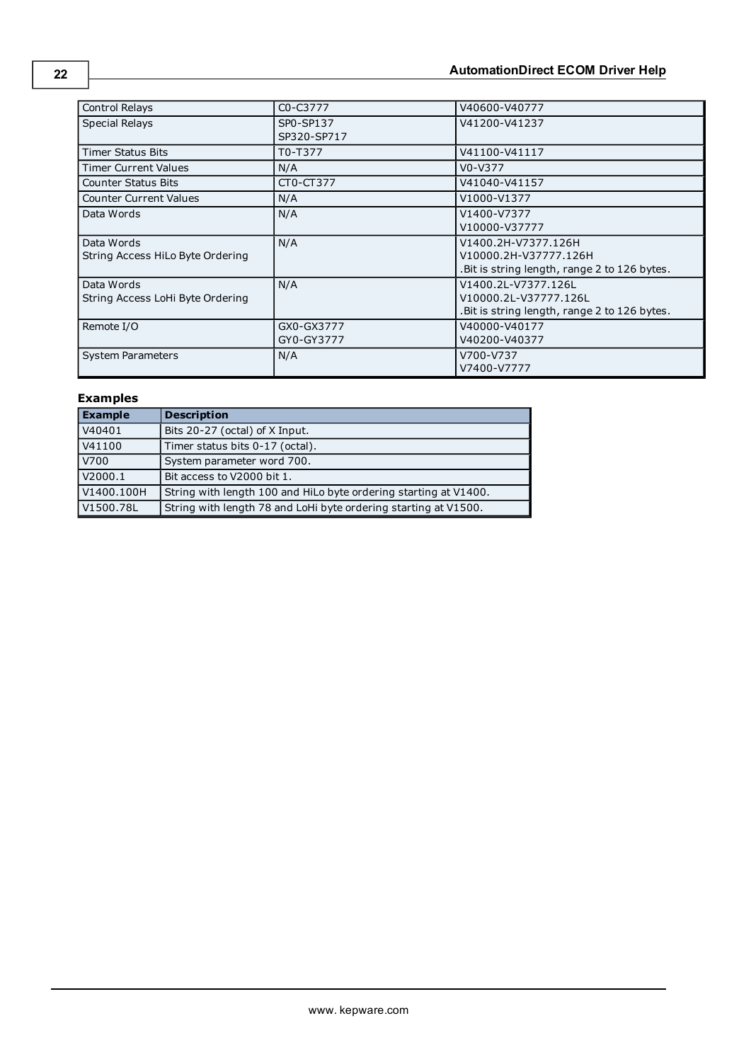| Control Relays | C0-C3777 | V40600-V40777 |
|---|---|---|
| Special Relays | SP0-SP137<br>SP320-SP717 | V41200-V41237 |
| Timer Status Bits | T0-T377 | V41100-V41117 |
| Timer Current Values | N/A | V0-V377 |
| Counter Status Bits | CT0-CT377 | V41040-V41157 |
| Counter Current Values | N/A | V1000-V1377 |
| Data Words | N/A | V1400-V7377<br>V10000-V37777 |
| Data Words<br>String Access HiLo Byte Ordering | N/A | V1400.2H-V7377.126H<br>V10000.2H-V37777.126H<br>.Bit is string length, range 2 to 126 bytes. |
| Data Words<br>String Access LoHi Byte Ordering | N/A | V1400.2L-V7377.126L<br>V10000.2L-V37777.126L<br>.Bit is string length, range 2 to 126 bytes. |
| Remote I/O | GX0-GX3777<br>GY0-GY3777 | V40000-V40177<br>V40200-V40377 |
| System Parameters | N/A | V700-V737<br>V7400-V7777 |

### Examples

| Example | Description |
|---|---|
| V40401 | Bits 20-27 (octal) of X Input. |
| V41100 | Timer status bits 0-17 (octal). |
| V700 | System parameter word 700. |
| V2000.1 | Bit access to V2000 bit 1. |
| V1400.100H | String with length 100 and HiLo byte ordering starting at V1400. |
| V1500.78L | String with length 78 and LoHi byte ordering starting at V1500. |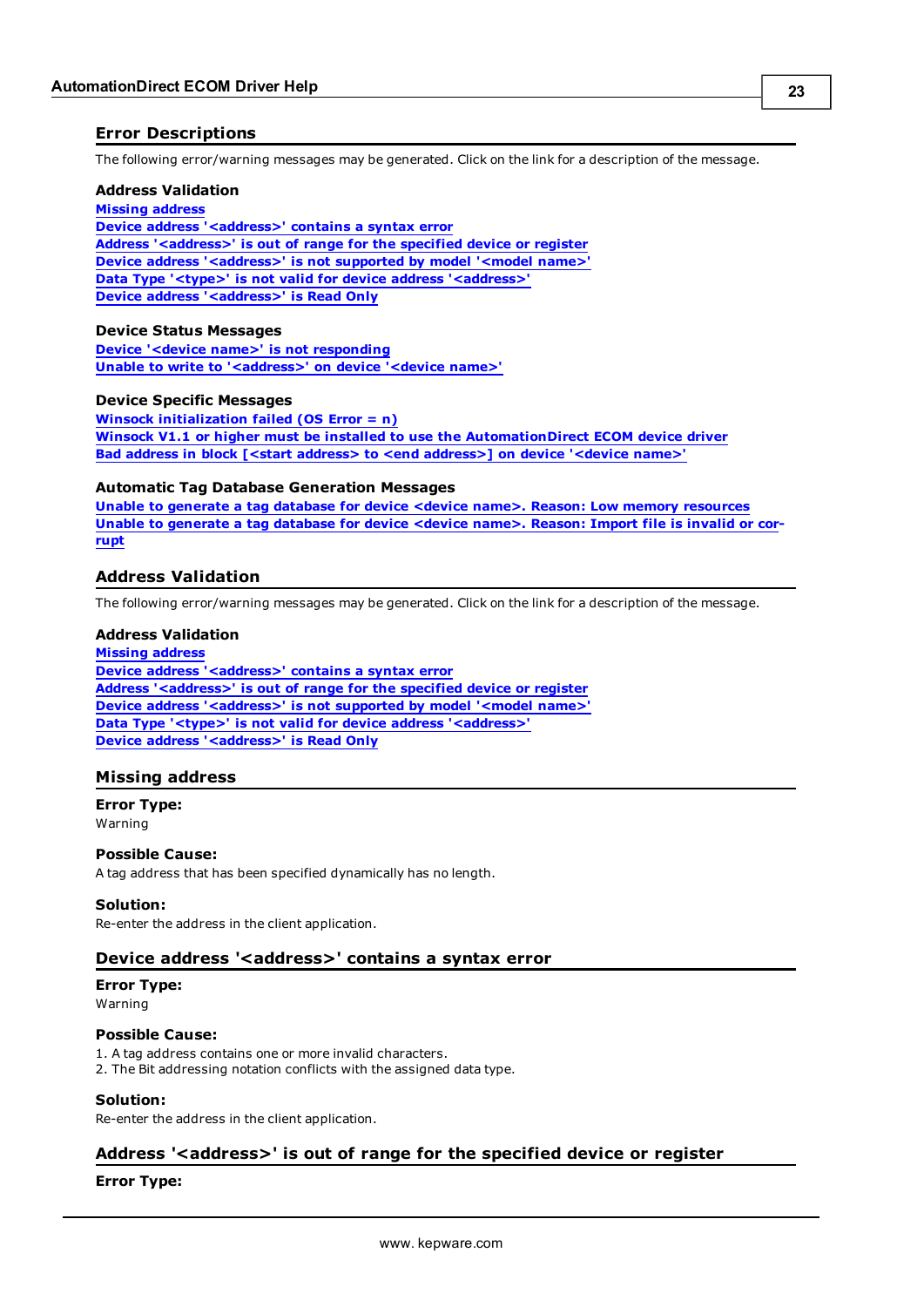## Error Descriptions

The following error/warning messages may be generated. Click on the link for a description of the message.

**Address Validation**
Missing address
Device address '<address>' contains a syntax error
Address '<address>' is out of range for the specified device or register
Device address '<address>' is not supported by model '<model name>'
Data Type '<type>' is not valid for device address '<address>'
Device address '<address>' is Read Only

**Device Status Messages**
Device '<device name>' is not responding
Unable to write to '<address>' on device '<device name>'

**Device Specific Messages**
Winsock initialization failed (OS Error = n)
Winsock V1.1 or higher must be installed to use the AutomationDirect ECOM device driver
Bad address in block [<start address> to <end address>] on device '<device name>'

**Automatic Tag Database Generation Messages**
Unable to generate a tag database for device <device name>. Reason: Low memory resources
Unable to generate a tag database for device <device name>. Reason: Import file is invalid or corrupt

## Address Validation

The following error/warning messages may be generated. Click on the link for a description of the message.

**Address Validation**
Missing address
Device address '<address>' contains a syntax error
Address '<address>' is out of range for the specified device or register
Device address '<address>' is not supported by model '<model name>'
Data Type '<type>' is not valid for device address '<address>'
Device address '<address>' is Read Only

### Missing address

**Error Type:**
Warning

**Possible Cause:**
A tag address that has been specified dynamically has no length.

**Solution:**
Re-enter the address in the client application.

### Device address '<address>' contains a syntax error

**Error Type:**
Warning

**Possible Cause:**
1. A tag address contains one or more invalid characters.
2. The Bit addressing notation conflicts with the assigned data type.

**Solution:**
Re-enter the address in the client application.

### Address '<address>' is out of range for the specified device or register

**Error Type:**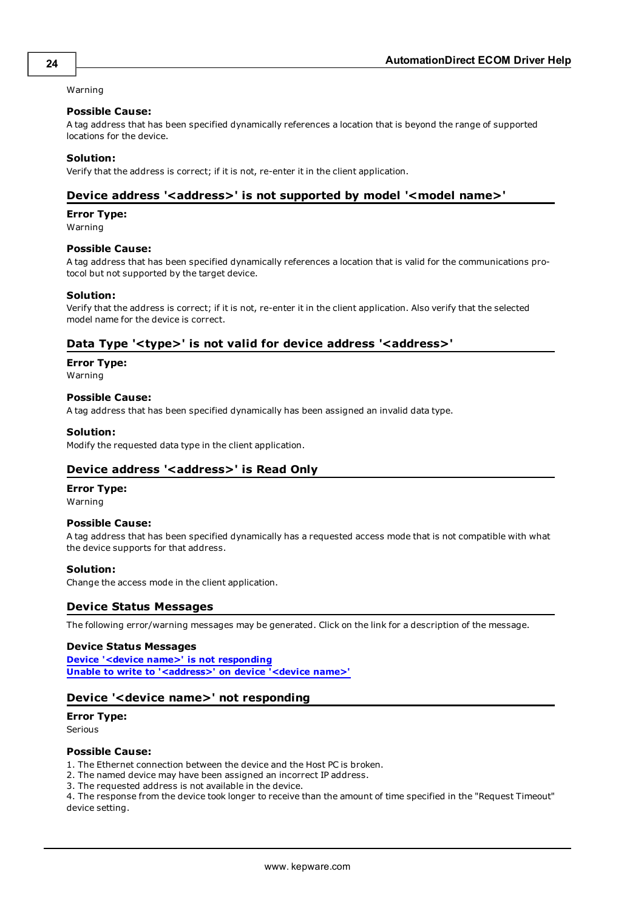Warning

**Possible Cause:**
A tag address that has been specified dynamically references a location that is beyond the range of supported locations for the device.

**Solution:**
Verify that the address is correct; if it is not, re-enter it in the client application.

## Device address '<address>' is not supported by model '<model name>'

**Error Type:**
Warning

**Possible Cause:**
A tag address that has been specified dynamically references a location that is valid for the communications protocol but not supported by the target device.

**Solution:**
Verify that the address is correct; if it is not, re-enter it in the client application. Also verify that the selected model name for the device is correct.

## Data Type '<type>' is not valid for device address '<address>'

**Error Type:**
Warning

**Possible Cause:**
A tag address that has been specified dynamically has been assigned an invalid data type.

**Solution:**
Modify the requested data type in the client application.

## Device address '<address>' is Read Only

**Error Type:**
Warning

**Possible Cause:**
A tag address that has been specified dynamically has a requested access mode that is not compatible with what the device supports for that address.

**Solution:**
Change the access mode in the client application.

## Device Status Messages

The following error/warning messages may be generated. Click on the link for a description of the message.

**Device Status Messages**
**Device '<device name>' is not responding**
**Unable to write to '<address>' on device '<device name>'**

## Device '<device name>' not responding

**Error Type:**
Serious

**Possible Cause:**
1. The Ethernet connection between the device and the Host PC is broken.
2. The named device may have been assigned an incorrect IP address.
3. The requested address is not available in the device.
4. The response from the device took longer to receive than the amount of time specified in the "Request Timeout" device setting.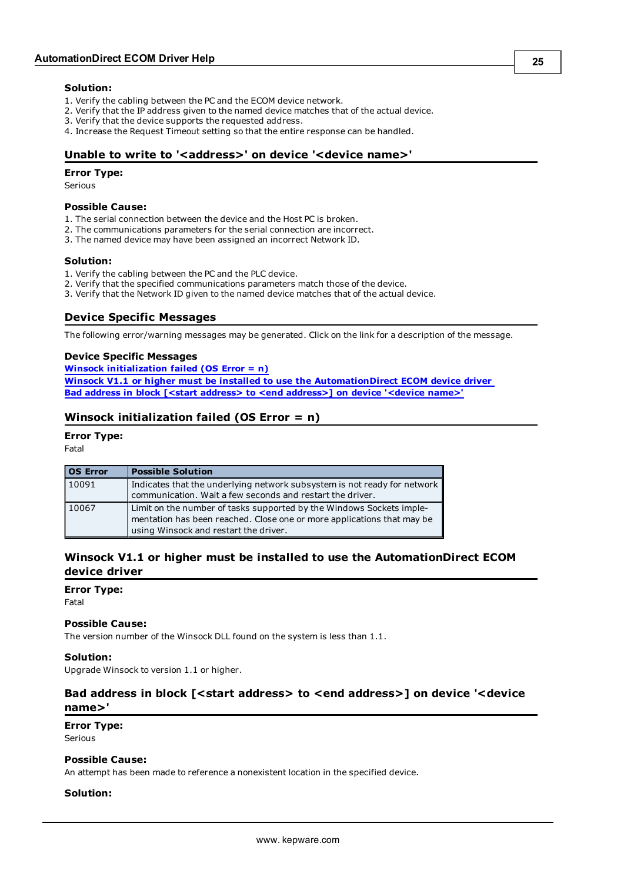**Solution:**
1. Verify the cabling between the PC and the ECOM device network.
2. Verify that the IP address given to the named device matches that of the actual device.
3. Verify that the device supports the requested address.
4. Increase the Request Timeout setting so that the entire response can be handled.

## Unable to write to '<address>' on device '<device name>'

**Error Type:**
Serious

**Possible Cause:**
1. The serial connection between the device and the Host PC is broken.
2. The communications parameters for the serial connection are incorrect.
3. The named device may have been assigned an incorrect Network ID.

**Solution:**
1. Verify the cabling between the PC and the PLC device.
2. Verify that the specified communications parameters match those of the device.
3. Verify that the Network ID given to the named device matches that of the actual device.

## Device Specific Messages

The following error/warning messages may be generated. Click on the link for a description of the message.

**Device Specific Messages**
**Winsock initialization failed (OS Error = n)**
**Winsock V1.1 or higher must be installed to use the AutomationDirect ECOM device driver**
**Bad address in block [<start address> to <end address>] on device '<device name>'**

## Winsock initialization failed (OS Error = n)

**Error Type:**
Fatal

| OS Error | Possible Solution |
|---|---|
| 10091 | Indicates that the underlying network subsystem is not ready for network communication. Wait a few seconds and restart the driver. |
| 10067 | Limit on the number of tasks supported by the Windows Sockets implementation has been reached. Close one or more applications that may be using Winsock and restart the driver. |

## Winsock V1.1 or higher must be installed to use the AutomationDirect ECOM device driver

**Error Type:**
Fatal

**Possible Cause:**
The version number of the Winsock DLL found on the system is less than 1.1.

**Solution:**
Upgrade Winsock to version 1.1 or higher.

## Bad address in block [<start address> to <end address>] on device '<device name>'

**Error Type:**
Serious

**Possible Cause:**
An attempt has been made to reference a nonexistent location in the specified device.

**Solution:**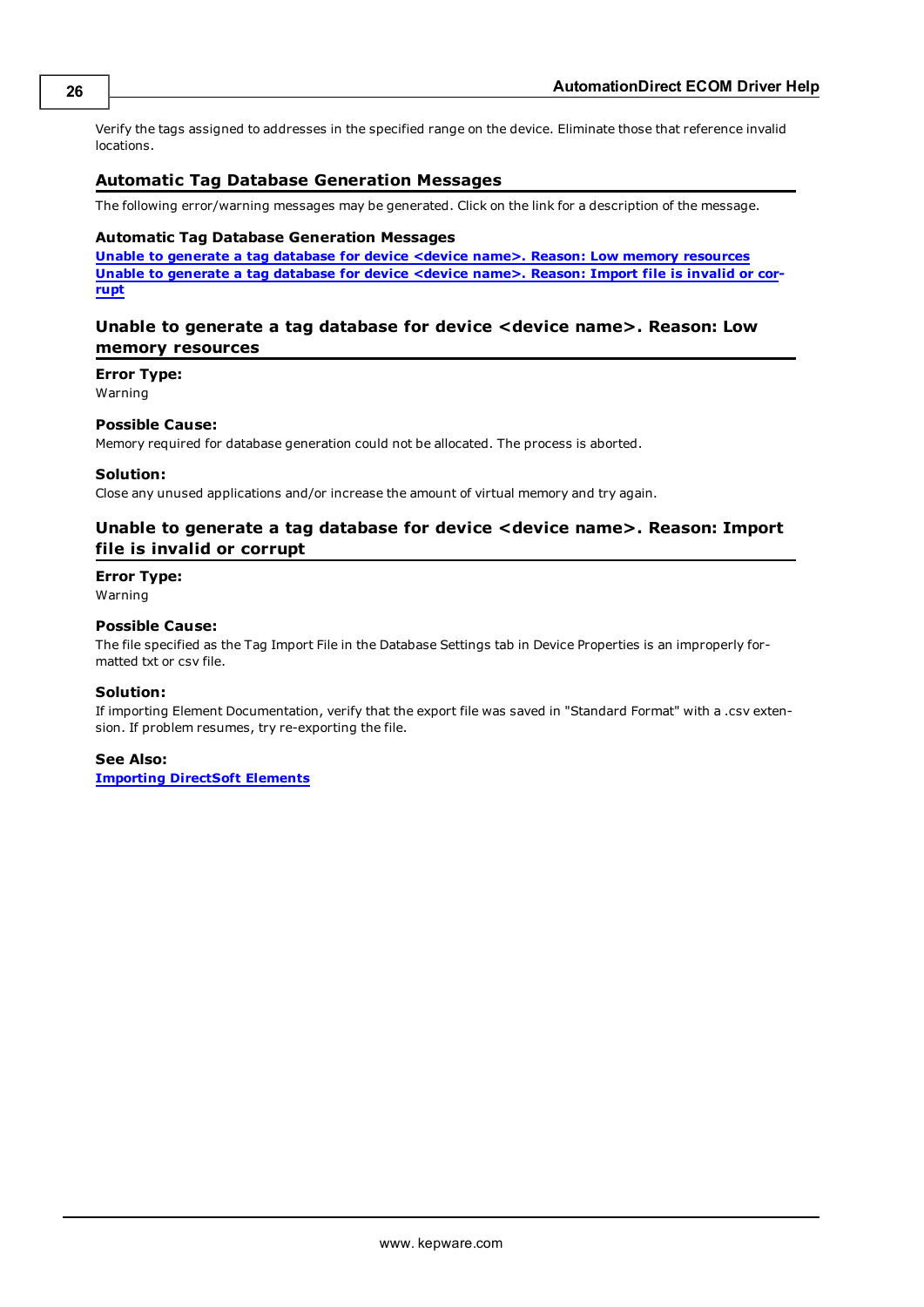Verify the tags assigned to addresses in the specified range on the device. Eliminate those that reference invalid locations.

## Automatic Tag Database Generation Messages

The following error/warning messages may be generated. Click on the link for a description of the message.

**Automatic Tag Database Generation Messages**

**Unable to generate a tag database for device <device name>. Reason: Low memory resources**
**Unable to generate a tag database for device <device name>. Reason: Import file is invalid or corrupt**

## Unable to generate a tag database for device <device name>. Reason: Low memory resources

**Error Type:**
Warning

**Possible Cause:**
Memory required for database generation could not be allocated. The process is aborted.

**Solution:**
Close any unused applications and/or increase the amount of virtual memory and try again.

## Unable to generate a tag database for device <device name>. Reason: Import file is invalid or corrupt

**Error Type:**
Warning

**Possible Cause:**
The file specified as the Tag Import File in the Database Settings tab in Device Properties is an improperly formatted txt or csv file.

**Solution:**
If importing Element Documentation, verify that the export file was saved in "Standard Format" with a .csv extension. If problem resumes, try re-exporting the file.

**See Also:**
**Importing DirectSoft Elements**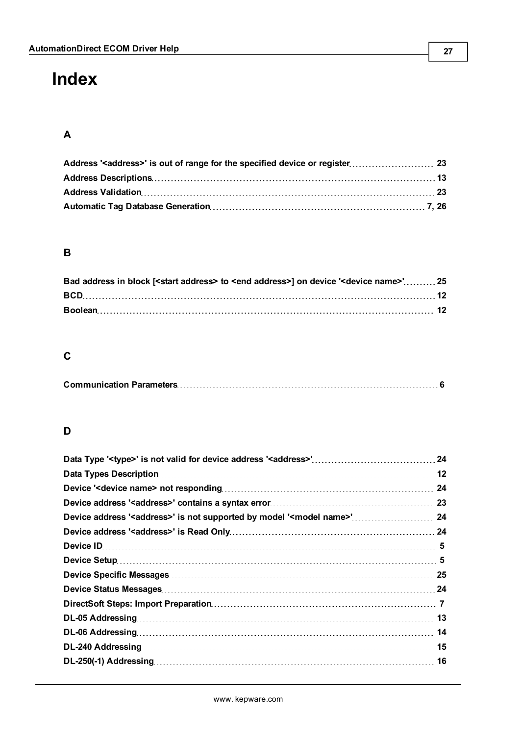# Index

## A

Address '<address>' is out of range for the specified device or register 23
Address Descriptions 13
Address Validation 23
Automatic Tag Database Generation 7, 26

## B

Bad address in block [<start address> to <end address>] on device '<device name>' 25
BCD 12
Boolean 12

## C

Communication Parameters 6

## D

Data Type '<type>' is not valid for device address '<address>' 24
Data Types Description 12
Device '<device name> not responding 24
Device address '<address>' contains a syntax error 23
Device address '<address>' is not supported by model '<model name>' 24
Device address '<address>' is Read Only 24
Device ID 5
Device Setup 5
Device Specific Messages 25
Device Status Messages 24
DirectSoft Steps: Import Preparation 7
DL-05 Addressing 13
DL-06 Addressing 14
DL-240 Addressing 15
DL-250(-1) Addressing 16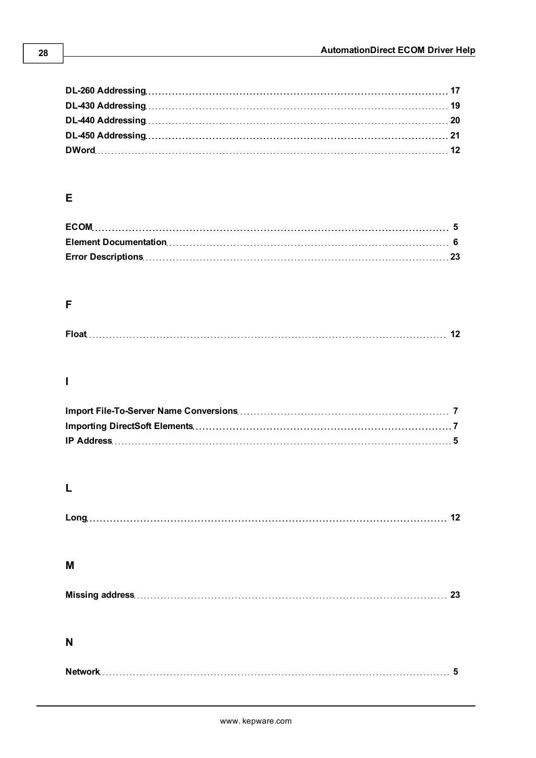**DL-260 Addressing** 17
**DL-430 Addressing** 19
**DL-440 Addressing** 20
**DL-450 Addressing** 21
**DWord** 12

## E

**ECOM** 5
**Element Documentation** 6
**Error Descriptions** 23

## F

**Float** 12

## I

**Import File-To-Server Name Conversions** 7
**Importing DirectSoft Elements** 7
**IP Address** 5

## L

**Long** 12

## M

**Missing address** 23

## N

**Network** 5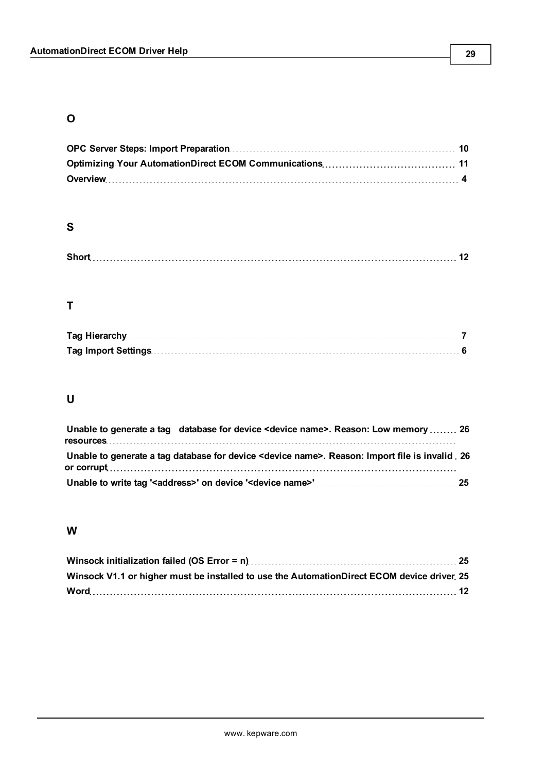## O

OPC Server Steps: Import Preparation ... 10
Optimizing Your AutomationDirect ECOM Communications ... 11
Overview ... 4

## S

Short ... 12

## T

Tag Hierarchy ... 7
Tag Import Settings ... 6

## U

Unable to generate a tag database for device <device name>. Reason: Low memory resources ... 26
Unable to generate a tag database for device <device name>. Reason: Import file is invalid or corrupt ... 26
Unable to write tag '<address>' on device '<device name>' ... 25

## W

Winsock initialization failed (OS Error = n) ... 25
Winsock V1.1 or higher must be installed to use the AutomationDirect ECOM device driver ... 25
Word ... 12